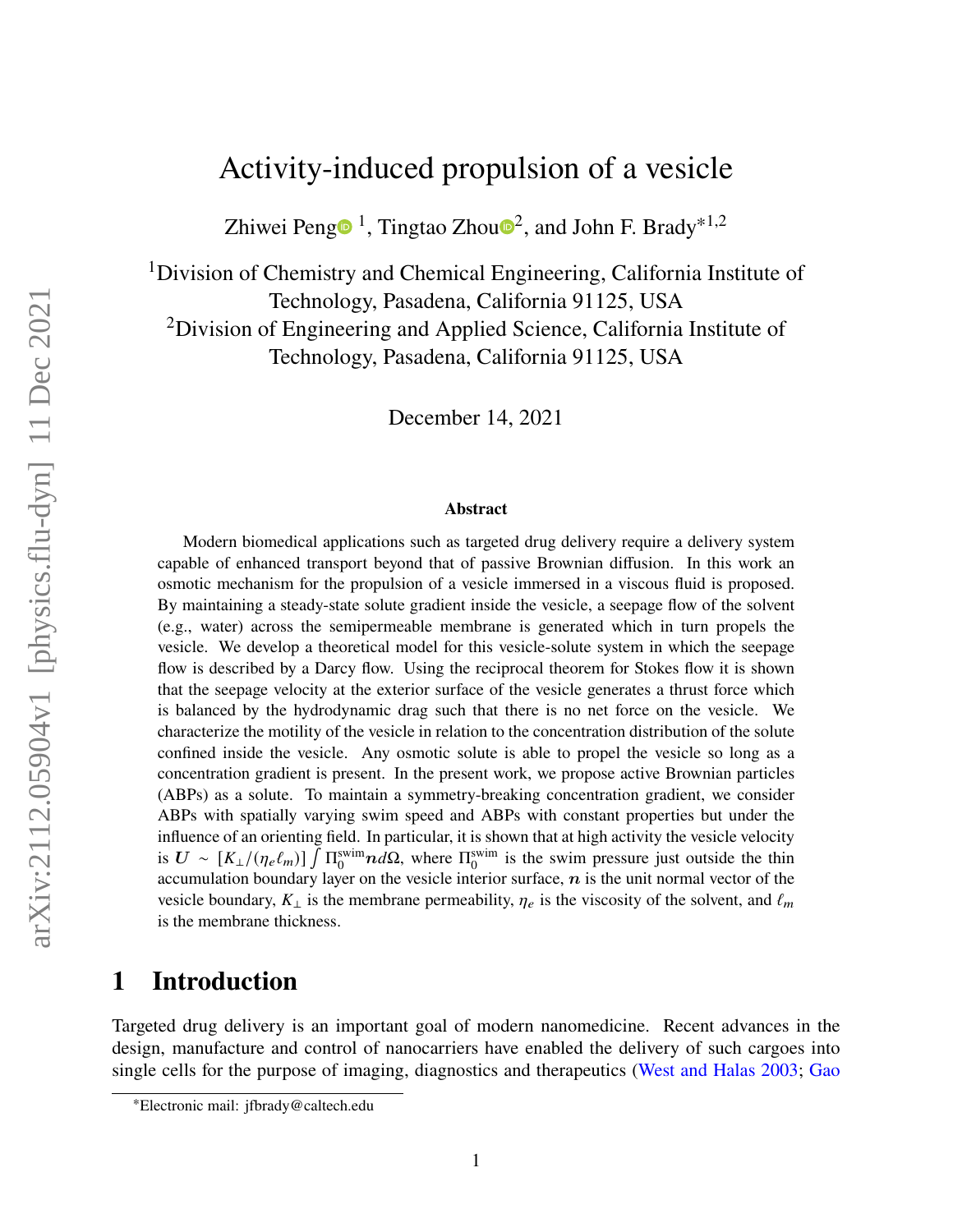# Activity-induced propulsion of a vesicle

Zhiwei Peng [1], Tingtao Zhou [2], and John F. Brady [*1,2]

[1] Division of Chemistry and Chemical Engineering, California Institute of Technology, Pasadena, California 91125, USA

[2] Division of Engineering and Applied Science, California Institute of Technology, Pasadena, California 91125, USA

December 14, 2021

### Abstract

Modern biomedical applications such as targeted drug delivery require a delivery system capable of enhanced transport beyond that of passive Brownian diffusion. In this work an osmotic mechanism for the propulsion of a vesicle immersed in a viscous fluid is proposed. By maintaining a steady-state solute gradient inside the vesicle, a seepage flow of the solvent (e.g., water) across the semipermeable membrane is generated which in turn propels the vesicle. We develop a theoretical model for this vesicle-solute system in which the seepage flow is described by a Darcy flow. Using the reciprocal theorem for Stokes flow it is shown that the seepage velocity at the exterior surface of the vesicle generates a thrust force which is balanced by the hydrodynamic drag such that there is no net force on the vesicle. We characterize the motility of the vesicle in relation to the concentration distribution of the solute confined inside the vesicle. Any osmotic solute is able to propel the vesicle so long as a concentration gradient is present. In the present work, we propose active Brownian particles (ABPs) as a solute. To maintain a symmetry-breaking concentration gradient, we consider ABPs with spatially varying swim speed and ABPs with constant properties but under the influence of an orienting field. In particular, it is shown that at high activity the vesicle velocity is $\boldsymbol{U} \sim [K_\perp/(\eta_e \ell_m)] \int \Pi_0^{\mathrm{swim}} \boldsymbol{n} d\Omega$, where $\Pi_0^{\mathrm{swim}}$ is the swim pressure just outside the thin accumulation boundary layer on the vesicle interior surface, $\boldsymbol{n}$ is the unit normal vector of the vesicle boundary, $K_\perp$ is the membrane permeability, $\eta_e$ is the viscosity of the solvent, and $\ell_m$ is the membrane thickness.

## 1 Introduction

Targeted drug delivery is an important goal of modern nanomedicine. Recent advances in the design, manufacture and control of nanocarriers have enabled the delivery of such cargoes into single cells for the purpose of imaging, diagnostics and therapeutics (West and Halas 2003; Gao

*Electronic mail: jfbrady@caltech.edu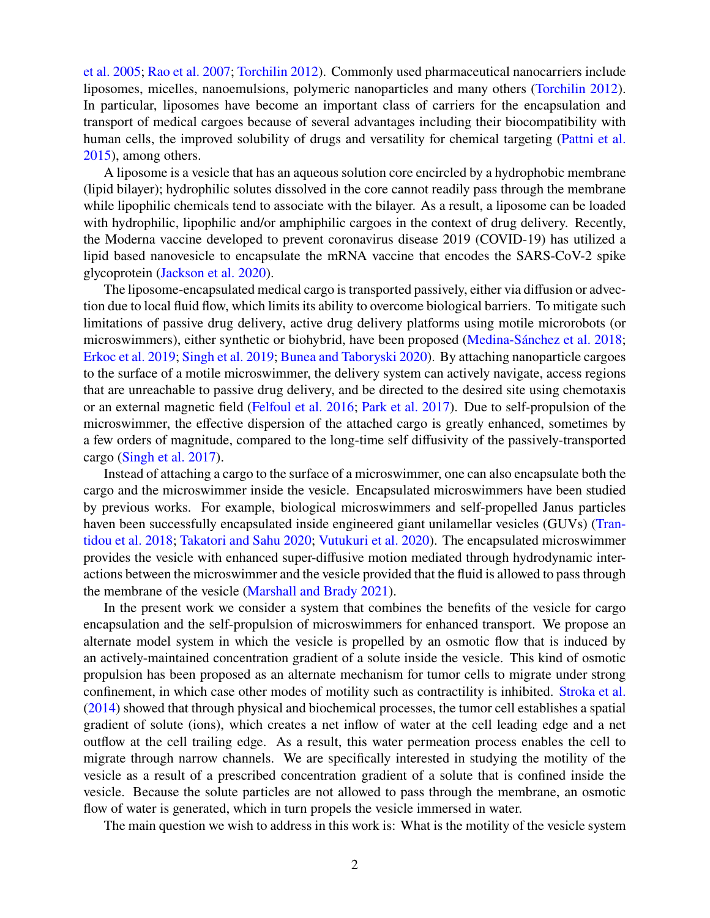et al. 2005; Rao et al. 2007; Torchilin 2012). Commonly used pharmaceutical nanocarriers include liposomes, micelles, nanoemulsions, polymeric nanoparticles and many others (Torchilin 2012). In particular, liposomes have become an important class of carriers for the encapsulation and transport of medical cargoes because of several advantages including their biocompatibility with human cells, the improved solubility of drugs and versatility for chemical targeting (Pattni et al. 2015), among others.

A liposome is a vesicle that has an aqueous solution core encircled by a hydrophobic membrane (lipid bilayer); hydrophilic solutes dissolved in the core cannot readily pass through the membrane while lipophilic chemicals tend to associate with the bilayer. As a result, a liposome can be loaded with hydrophilic, lipophilic and/or amphiphilic cargoes in the context of drug delivery. Recently, the Moderna vaccine developed to prevent coronavirus disease 2019 (COVID-19) has utilized a lipid based nanovesicle to encapsulate the mRNA vaccine that encodes the SARS-CoV-2 spike glycoprotein (Jackson et al. 2020).

The liposome-encapsulated medical cargo is transported passively, either via diffusion or advection due to local fluid flow, which limits its ability to overcome biological barriers. To mitigate such limitations of passive drug delivery, active drug delivery platforms using motile microrobots (or microswimmers), either synthetic or biohybrid, have been proposed (Medina-Sánchez et al. 2018; Erkoc et al. 2019; Singh et al. 2019; Bunea and Taboryski 2020). By attaching nanoparticle cargoes to the surface of a motile microswimmer, the delivery system can actively navigate, access regions that are unreachable to passive drug delivery, and be directed to the desired site using chemotaxis or an external magnetic field (Felfoul et al. 2016; Park et al. 2017). Due to self-propulsion of the microswimmer, the effective dispersion of the attached cargo is greatly enhanced, sometimes by a few orders of magnitude, compared to the long-time self diffusivity of the passively-transported cargo (Singh et al. 2017).

Instead of attaching a cargo to the surface of a microswimmer, one can also encapsulate both the cargo and the microswimmer inside the vesicle. Encapsulated microswimmers have been studied by previous works. For example, biological microswimmers and self-propelled Janus particles haven been successfully encapsulated inside engineered giant unilamellar vesicles (GUVs) (Trantidou et al. 2018; Takatori and Sahu 2020; Vutukuri et al. 2020). The encapsulated microswimmer provides the vesicle with enhanced super-diffusive motion mediated through hydrodynamic interactions between the microswimmer and the vesicle provided that the fluid is allowed to pass through the membrane of the vesicle (Marshall and Brady 2021).

In the present work we consider a system that combines the benefits of the vesicle for cargo encapsulation and the self-propulsion of microswimmers for enhanced transport. We propose an alternate model system in which the vesicle is propelled by an osmotic flow that is induced by an actively-maintained concentration gradient of a solute inside the vesicle. This kind of osmotic propulsion has been proposed as an alternate mechanism for tumor cells to migrate under strong confinement, in which case other modes of motility such as contractility is inhibited. Stroka et al. (2014) showed that through physical and biochemical processes, the tumor cell establishes a spatial gradient of solute (ions), which creates a net inflow of water at the cell leading edge and a net outflow at the cell trailing edge. As a result, this water permeation process enables the cell to migrate through narrow channels. We are specifically interested in studying the motility of the vesicle as a result of a prescribed concentration gradient of a solute that is confined inside the vesicle. Because the solute particles are not allowed to pass through the membrane, an osmotic flow of water is generated, which in turn propels the vesicle immersed in water.

The main question we wish to address in this work is: What is the motility of the vesicle system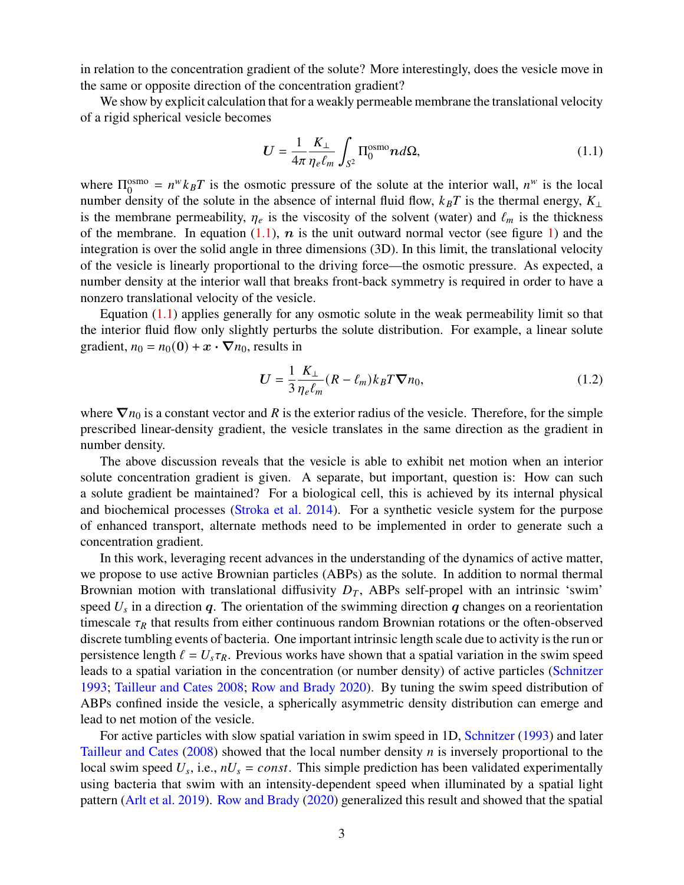in relation to the concentration gradient of the solute? More interestingly, does the vesicle move in the same or opposite direction of the concentration gradient?

We show by explicit calculation that for a weakly permeable membrane the translational velocity of a rigid spherical vesicle becomes

$$\boldsymbol{U} = \frac{1}{4\pi}\frac{K_\perp}{\eta_e \ell_m}\int_{S^2} \Pi_0^{\text{osmo}} \boldsymbol{n} d\Omega, \tag{1.1}$$

where $\Pi_0^{\text{osmo}} = n^w k_B T$ is the osmotic pressure of the solute at the interior wall, $n^w$ is the local number density of the solute in the absence of internal fluid flow, $k_B T$ is the thermal energy, $K_\perp$ is the membrane permeability, $\eta_e$ is the viscosity of the solvent (water) and $\ell_m$ is the thickness of the membrane. In equation (1.1), $\boldsymbol{n}$ is the unit outward normal vector (see figure 1) and the integration is over the solid angle in three dimensions (3D). In this limit, the translational velocity of the vesicle is linearly proportional to the driving force—the osmotic pressure. As expected, a number density at the interior wall that breaks front-back symmetry is required in order to have a nonzero translational velocity of the vesicle.

Equation (1.1) applies generally for any osmotic solute in the weak permeability limit so that the interior fluid flow only slightly perturbs the solute distribution. For example, a linear solute gradient, $n_0 = n_0(\boldsymbol{0}) + \boldsymbol{x}\cdot\boldsymbol{\nabla} n_0$, results in

$$\boldsymbol{U} = \frac{1}{3}\frac{K_\perp}{\eta_e \ell_m}(R - \ell_m) k_B T \boldsymbol{\nabla} n_0, \tag{1.2}$$

where $\boldsymbol{\nabla} n_0$ is a constant vector and $R$ is the exterior radius of the vesicle. Therefore, for the simple prescribed linear-density gradient, the vesicle translates in the same direction as the gradient in number density.

The above discussion reveals that the vesicle is able to exhibit net motion when an interior solute concentration gradient is given. A separate, but important, question is: How can such a solute gradient be maintained? For a biological cell, this is achieved by its internal physical and biochemical processes (Stroka et al. 2014). For a synthetic vesicle system for the purpose of enhanced transport, alternate methods need to be implemented in order to generate such a concentration gradient.

In this work, leveraging recent advances in the understanding of the dynamics of active matter, we propose to use active Brownian particles (ABPs) as the solute. In addition to normal thermal Brownian motion with translational diffusivity $D_T$, ABPs self-propel with an intrinsic 'swim' speed $U_s$ in a direction $\boldsymbol{q}$. The orientation of the swimming direction $\boldsymbol{q}$ changes on a reorientation timescale $\tau_R$ that results from either continuous random Brownian rotations or the often-observed discrete tumbling events of bacteria. One important intrinsic length scale due to activity is the run or persistence length $\ell = U_s \tau_R$. Previous works have shown that a spatial variation in the swim speed leads to a spatial variation in the concentration (or number density) of active particles (Schnitzer 1993; Tailleur and Cates 2008; Row and Brady 2020). By tuning the swim speed distribution of ABPs confined inside the vesicle, a spherically asymmetric density distribution can emerge and lead to net motion of the vesicle.

For active particles with slow spatial variation in swim speed in 1D, Schnitzer (1993) and later Tailleur and Cates (2008) showed that the local number density $n$ is inversely proportional to the local swim speed $U_s$, i.e., $nU_s = const$. This simple prediction has been validated experimentally using bacteria that swim with an intensity-dependent speed when illuminated by a spatial light pattern (Arlt et al. 2019). Row and Brady (2020) generalized this result and showed that the spatial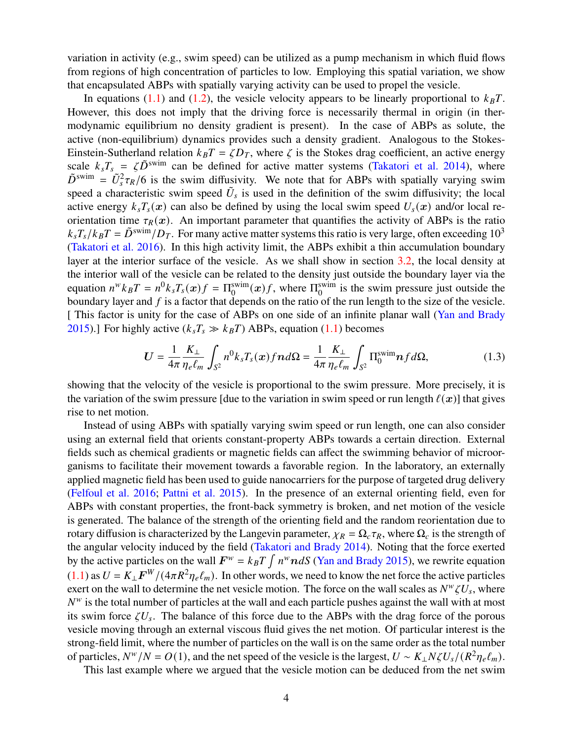variation in activity (e.g., swim speed) can be utilized as a pump mechanism in which fluid flows from regions of high concentration of particles to low. Employing this spatial variation, we show that encapsulated ABPs with spatially varying activity can be used to propel the vesicle.

In equations (1.1) and (1.2), the vesicle velocity appears to be linearly proportional to $k_BT$. However, this does not imply that the driving force is necessarily thermal in origin (in thermodynamic equilibrium no density gradient is present). In the case of ABPs as solute, the active (non-equilibrium) dynamics provides such a density gradient. Analogous to the Stokes-Einstein-Sutherland relation $k_BT = \zeta D_T$, where $\zeta$ is the Stokes drag coefficient, an active energy scale $k_sT_s = \zeta \tilde{D}^{\text{swim}}$ can be defined for active matter systems (Takatori et al. 2014), where $\tilde{D}^{\text{swim}} = \tilde{U}_s^2 \tau_R/6$ is the swim diffusivity. We note that for ABPs with spatially varying swim speed a characteristic swim speed $\tilde{U}_s$ is used in the definition of the swim diffusivity; the local active energy $k_sT_s(\boldsymbol{x})$ can also be defined by using the local swim speed $U_s(\boldsymbol{x})$ and/or local re-orientation time $\tau_R(\boldsymbol{x})$. An important parameter that quantifies the activity of ABPs is the ratio $k_sT_s/k_BT = \tilde{D}^{\text{swim}}/D_T$. For many active matter systems this ratio is very large, often exceeding $10^3$ (Takatori et al. 2016). In this high activity limit, the ABPs exhibit a thin accumulation boundary layer at the interior surface of the vesicle. As we shall show in section 3.2, the local density at the interior wall of the vesicle can be related to the density just outside the boundary layer via the equation $n^w k_BT = n^0 k_sT_s(\boldsymbol{x}) f = \Pi_0^{\text{swim}}(\boldsymbol{x}) f$, where $\Pi_0^{\text{swim}}$ is the swim pressure just outside the boundary layer and $f$ is a factor that depends on the ratio of the run length to the size of the vesicle. [ This factor is unity for the case of ABPs on one side of an infinite planar wall (Yan and Brady 2015).] For highly active ($k_sT_s \gg k_BT$) ABPs, equation (1.1) becomes

$$\boldsymbol{U} = \frac{1}{4\pi} \frac{K_\perp}{\eta_e \ell_m} \int_{S^2} n^0 k_sT_s(\boldsymbol{x}) f \boldsymbol{n} d\Omega = \frac{1}{4\pi} \frac{K_\perp}{\eta_e \ell_m} \int_{S^2} \Pi_0^{\text{swim}} \boldsymbol{n} f d\Omega, \tag{1.3}$$

showing that the velocity of the vesicle is proportional to the swim pressure. More precisely, it is the variation of the swim pressure [due to the variation in swim speed or run length $\ell(\boldsymbol{x})$] that gives rise to net motion.

Instead of using ABPs with spatially varying swim speed or run length, one can also consider using an external field that orients constant-property ABPs towards a certain direction. External fields such as chemical gradients or magnetic fields can affect the swimming behavior of microorganisms to facilitate their movement towards a favorable region. In the laboratory, an externally applied magnetic field has been used to guide nanocarriers for the purpose of targeted drug delivery (Felfoul et al. 2016; Pattni et al. 2015). In the presence of an external orienting field, even for ABPs with constant properties, the front-back symmetry is broken, and net motion of the vesicle is generated. The balance of the strength of the orienting field and the random reorientation due to rotary diffusion is characterized by the Langevin parameter, $\chi_R = \Omega_c \tau_R$, where $\Omega_c$ is the strength of the angular velocity induced by the field (Takatori and Brady 2014). Noting that the force exerted by the active particles on the wall $\boldsymbol{F}^w = k_BT \int n^w \boldsymbol{n} dS$ (Yan and Brady 2015), we rewrite equation (1.1) as $U = K_\perp \boldsymbol{F}^W/(4\pi R^2 \eta_e \ell_m)$. In other words, we need to know the net force the active particles exert on the wall to determine the net vesicle motion. The force on the wall scales as $N^w \zeta U_s$, where $N^w$ is the total number of particles at the wall and each particle pushes against the wall with at most its swim force $\zeta U_s$. The balance of this force due to the ABPs with the drag force of the porous vesicle moving through an external viscous fluid gives the net motion. Of particular interest is the strong-field limit, where the number of particles on the wall is on the same order as the total number of particles, $N^w/N = O(1)$, and the net speed of the vesicle is the largest, $U \sim K_\perp N \zeta U_s/(R^2 \eta_e \ell_m)$.

This last example where we argued that the vesicle motion can be deduced from the net swim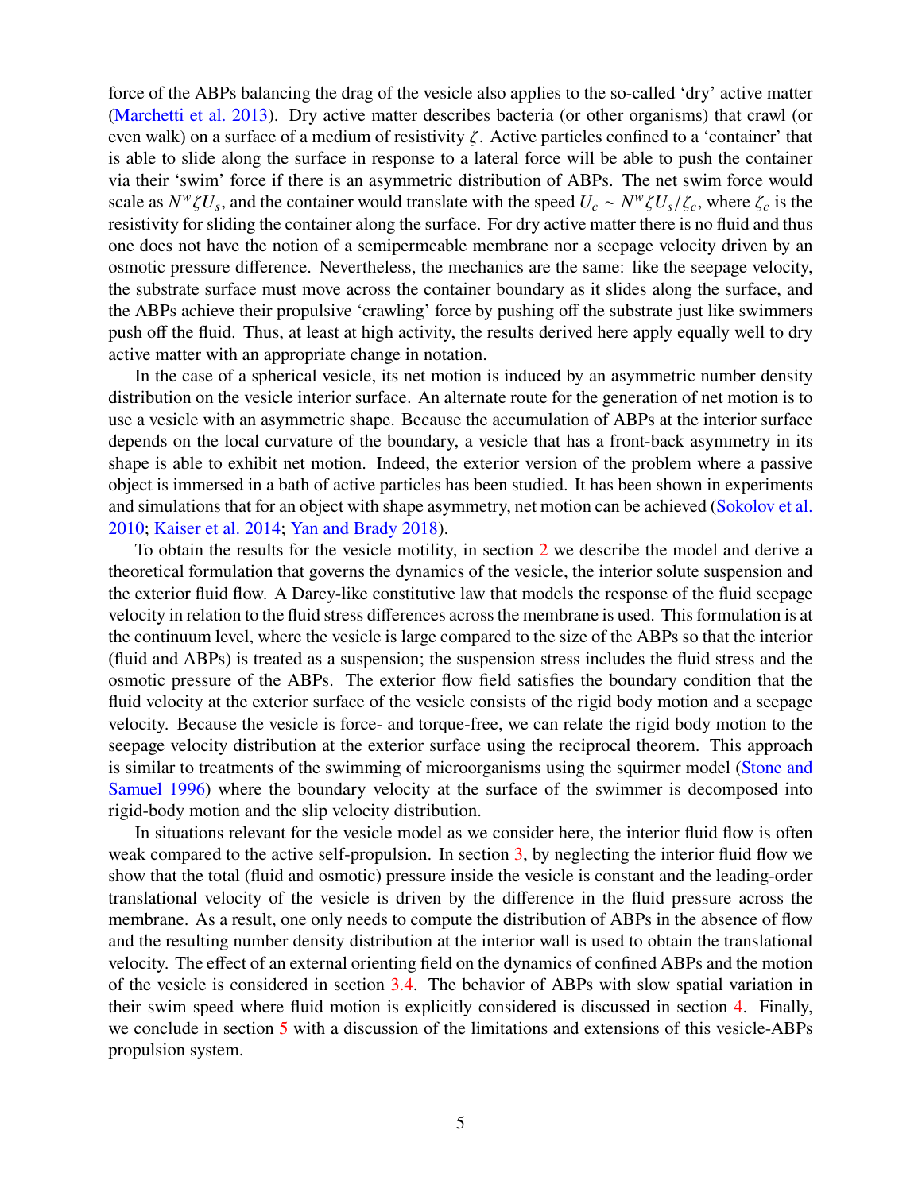force of the ABPs balancing the drag of the vesicle also applies to the so-called 'dry' active matter (Marchetti et al. 2013). Dry active matter describes bacteria (or other organisms) that crawl (or even walk) on a surface of a medium of resistivity $\zeta$. Active particles confined to a 'container' that is able to slide along the surface in response to a lateral force will be able to push the container via their 'swim' force if there is an asymmetric distribution of ABPs. The net swim force would scale as $N^w \zeta U_s$, and the container would translate with the speed $U_c \sim N^w \zeta U_s / \zeta_c$, where $\zeta_c$ is the resistivity for sliding the container along the surface. For dry active matter there is no fluid and thus one does not have the notion of a semipermeable membrane nor a seepage velocity driven by an osmotic pressure difference. Nevertheless, the mechanics are the same: like the seepage velocity, the substrate surface must move across the container boundary as it slides along the surface, and the ABPs achieve their propulsive 'crawling' force by pushing off the substrate just like swimmers push off the fluid. Thus, at least at high activity, the results derived here apply equally well to dry active matter with an appropriate change in notation.

In the case of a spherical vesicle, its net motion is induced by an asymmetric number density distribution on the vesicle interior surface. An alternate route for the generation of net motion is to use a vesicle with an asymmetric shape. Because the accumulation of ABPs at the interior surface depends on the local curvature of the boundary, a vesicle that has a front-back asymmetry in its shape is able to exhibit net motion. Indeed, the exterior version of the problem where a passive object is immersed in a bath of active particles has been studied. It has been shown in experiments and simulations that for an object with shape asymmetry, net motion can be achieved (Sokolov et al. 2010; Kaiser et al. 2014; Yan and Brady 2018).

To obtain the results for the vesicle motility, in section 2 we describe the model and derive a theoretical formulation that governs the dynamics of the vesicle, the interior solute suspension and the exterior fluid flow. A Darcy-like constitutive law that models the response of the fluid seepage velocity in relation to the fluid stress differences across the membrane is used. This formulation is at the continuum level, where the vesicle is large compared to the size of the ABPs so that the interior (fluid and ABPs) is treated as a suspension; the suspension stress includes the fluid stress and the osmotic pressure of the ABPs. The exterior flow field satisfies the boundary condition that the fluid velocity at the exterior surface of the vesicle consists of the rigid body motion and a seepage velocity. Because the vesicle is force- and torque-free, we can relate the rigid body motion to the seepage velocity distribution at the exterior surface using the reciprocal theorem. This approach is similar to treatments of the swimming of microorganisms using the squirmer model (Stone and Samuel 1996) where the boundary velocity at the surface of the swimmer is decomposed into rigid-body motion and the slip velocity distribution.

In situations relevant for the vesicle model as we consider here, the interior fluid flow is often weak compared to the active self-propulsion. In section 3, by neglecting the interior fluid flow we show that the total (fluid and osmotic) pressure inside the vesicle is constant and the leading-order translational velocity of the vesicle is driven by the difference in the fluid pressure across the membrane. As a result, one only needs to compute the distribution of ABPs in the absence of flow and the resulting number density distribution at the interior wall is used to obtain the translational velocity. The effect of an external orienting field on the dynamics of confined ABPs and the motion of the vesicle is considered in section 3.4. The behavior of ABPs with slow spatial variation in their swim speed where fluid motion is explicitly considered is discussed in section 4. Finally, we conclude in section 5 with a discussion of the limitations and extensions of this vesicle-ABPs propulsion system.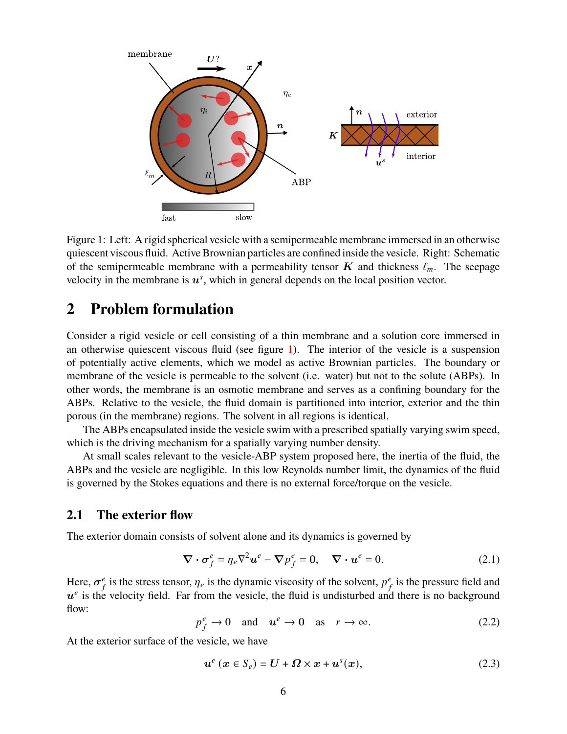Figure 1: Left: A rigid spherical vesicle with a semipermeable membrane immersed in an otherwise quiescent viscous fluid. Active Brownian particles are confined inside the vesicle. Right: Schematic of the semipermeable membrane with a permeability tensor $\boldsymbol{K}$ and thickness $\ell_m$. The seepage velocity in the membrane is $\boldsymbol{u}^s$, which in general depends on the local position vector.

## 2 Problem formulation

Consider a rigid vesicle or cell consisting of a thin membrane and a solution core immersed in an otherwise quiescent viscous fluid (see figure 1). The interior of the vesicle is a suspension of potentially active elements, which we model as active Brownian particles. The boundary or membrane of the vesicle is permeable to the solvent (i.e. water) but not to the solute (ABPs). In other words, the membrane is an osmotic membrane and serves as a confining boundary for the ABPs. Relative to the vesicle, the fluid domain is partitioned into interior, exterior and the thin porous (in the membrane) regions. The solvent in all regions is identical.

The ABPs encapsulated inside the vesicle swim with a prescribed spatially varying swim speed, which is the driving mechanism for a spatially varying number density.

At small scales relevant to the vesicle-ABP system proposed here, the inertia of the fluid, the ABPs and the vesicle are negligible. In this low Reynolds number limit, the dynamics of the fluid is governed by the Stokes equations and there is no external force/torque on the vesicle.

### 2.1 The exterior flow

The exterior domain consists of solvent alone and its dynamics is governed by

$$\boldsymbol{\nabla}\cdot\boldsymbol{\sigma}_f^e = \eta_e\nabla^2\boldsymbol{u}^e - \boldsymbol{\nabla}p_f^e = \boldsymbol{0}, \quad \boldsymbol{\nabla}\cdot\boldsymbol{u}^e = 0. \tag{2.1}$$

Here, $\boldsymbol{\sigma}_f^e$ is the stress tensor, $\eta_e$ is the dynamic viscosity of the solvent, $p_f^e$ is the pressure field and $\boldsymbol{u}^e$ is the velocity field. Far from the vesicle, the fluid is undisturbed and there is no background flow:

$$p_f^e \to 0 \quad \text{and} \quad \boldsymbol{u}^e \to \boldsymbol{0} \quad \text{as} \quad r\to\infty. \tag{2.2}$$

At the exterior surface of the vesicle, we have

$$\boldsymbol{u}^e\,(\boldsymbol{x}\in S_e) = \boldsymbol{U} + \boldsymbol{\Omega}\times\boldsymbol{x} + \boldsymbol{u}^s(\boldsymbol{x}), \tag{2.3}$$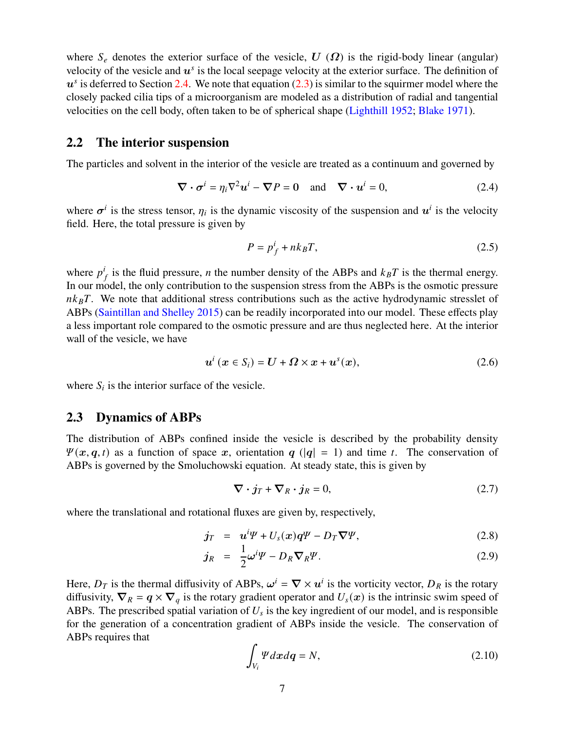where $S_e$ denotes the exterior surface of the vesicle, $\boldsymbol{U}$ ($\boldsymbol{\Omega}$) is the rigid-body linear (angular) velocity of the vesicle and $\boldsymbol{u}^s$ is the local seepage velocity at the exterior surface. The definition of $\boldsymbol{u}^s$ is deferred to Section 2.4. We note that equation (2.3) is similar to the squirmer model where the closely packed cilia tips of a microorganism are modeled as a distribution of radial and tangential velocities on the cell body, often taken to be of spherical shape (Lighthill 1952; Blake 1971).

## 2.2 The interior suspension

The particles and solvent in the interior of the vesicle are treated as a continuum and governed by

$$\nabla \cdot \boldsymbol{\sigma}^i = \eta_i \nabla^2 \boldsymbol{u}^i - \nabla P = \mathbf{0} \quad \text{and} \quad \nabla \cdot \boldsymbol{u}^i = 0, \tag{2.4}$$

where $\boldsymbol{\sigma}^i$ is the stress tensor, $\eta_i$ is the dynamic viscosity of the suspension and $\boldsymbol{u}^i$ is the velocity field. Here, the total pressure is given by

$$P = p_f^i + n k_B T, \tag{2.5}$$

where $p_f^i$ is the fluid pressure, $n$ the number density of the ABPs and $k_B T$ is the thermal energy. In our model, the only contribution to the suspension stress from the ABPs is the osmotic pressure $n k_B T$. We note that additional stress contributions such as the active hydrodynamic stresslet of ABPs (Saintillan and Shelley 2015) can be readily incorporated into our model. These effects play a less important role compared to the osmotic pressure and are thus neglected here. At the interior wall of the vesicle, we have

$$\boldsymbol{u}^i\ (\boldsymbol{x} \in S_i) = \boldsymbol{U} + \boldsymbol{\Omega} \times \boldsymbol{x} + \boldsymbol{u}^s(\boldsymbol{x}), \tag{2.6}$$

where $S_i$ is the interior surface of the vesicle.

## 2.3 Dynamics of ABPs

The distribution of ABPs confined inside the vesicle is described by the probability density $\Psi(\boldsymbol{x}, \boldsymbol{q}, t)$ as a function of space $\boldsymbol{x}$, orientation $\boldsymbol{q}$ ($|\boldsymbol{q}| = 1$) and time $t$. The conservation of ABPs is governed by the Smoluchowski equation. At steady state, this is given by

$$\nabla \cdot \boldsymbol{j}_T + \nabla_R \cdot \boldsymbol{j}_R = 0, \tag{2.7}$$

where the translational and rotational fluxes are given by, respectively,

$$\boldsymbol{j}_T = \boldsymbol{u}^i \Psi + U_s(\boldsymbol{x}) \boldsymbol{q} \Psi - D_T \nabla \Psi, \tag{2.8}$$

$$\boldsymbol{j}_R = \frac{1}{2} \boldsymbol{\omega}^i \Psi - D_R \nabla_R \Psi. \tag{2.9}$$

Here, $D_T$ is the thermal diffusivity of ABPs, $\boldsymbol{\omega}^i = \nabla \times \boldsymbol{u}^i$ is the vorticity vector, $D_R$ is the rotary diffusivity, $\nabla_R = \boldsymbol{q} \times \nabla_q$ is the rotary gradient operator and $U_s(\boldsymbol{x})$ is the intrinsic swim speed of ABPs. The prescribed spatial variation of $U_s$ is the key ingredient of our model, and is responsible for the generation of a concentration gradient of ABPs inside the vesicle. The conservation of ABPs requires that

$$\int_{V_i} \Psi \, d\boldsymbol{x} d\boldsymbol{q} = N, \tag{2.10}$$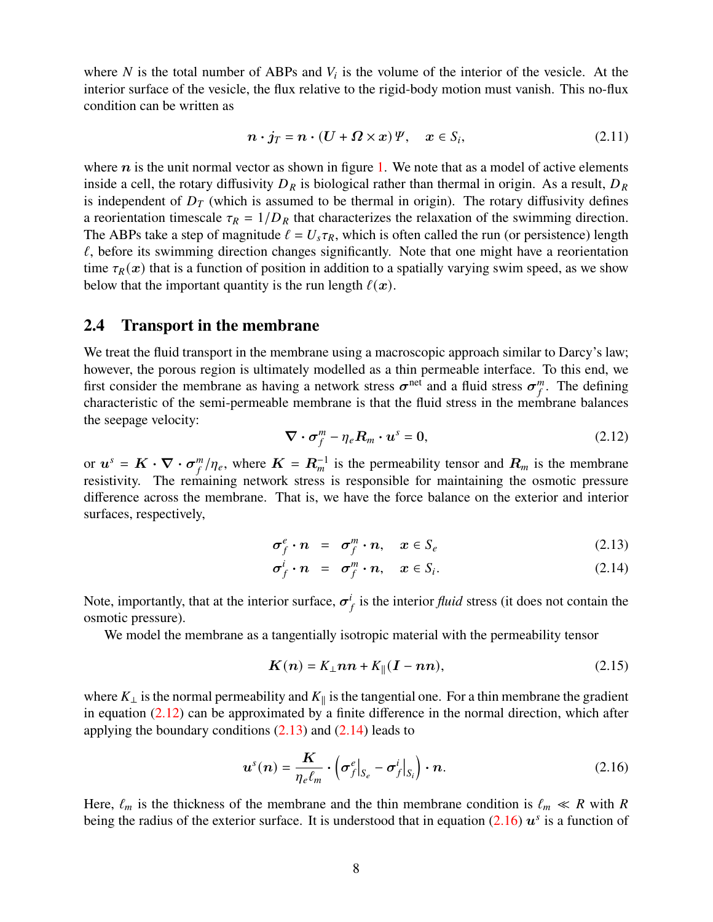where $N$ is the total number of ABPs and $V_i$ is the volume of the interior of the vesicle. At the interior surface of the vesicle, the flux relative to the rigid-body motion must vanish. This no-flux condition can be written as

$$\boldsymbol{n} \cdot \boldsymbol{j}_T = \boldsymbol{n} \cdot (\boldsymbol{U} + \boldsymbol{\Omega} \times \boldsymbol{x})\, \Psi, \quad \boldsymbol{x} \in S_i, \tag{2.11}$$

where $\boldsymbol{n}$ is the unit normal vector as shown in figure 1. We note that as a model of active elements inside a cell, the rotary diffusivity $D_R$ is biological rather than thermal in origin. As a result, $D_R$ is independent of $D_T$ (which is assumed to be thermal in origin). The rotary diffusivity defines a reorientation timescale $\tau_R = 1/D_R$ that characterizes the relaxation of the swimming direction. The ABPs take a step of magnitude $\ell = U_s \tau_R$, which is often called the run (or persistence) length $\ell$, before its swimming direction changes significantly. Note that one might have a reorientation time $\tau_R(\boldsymbol{x})$ that is a function of position in addition to a spatially varying swim speed, as we show below that the important quantity is the run length $\ell(\boldsymbol{x})$.

## 2.4 Transport in the membrane

We treat the fluid transport in the membrane using a macroscopic approach similar to Darcy's law; however, the porous region is ultimately modelled as a thin permeable interface. To this end, we first consider the membrane as having a network stress $\boldsymbol{\sigma}^{\text{net}}$ and a fluid stress $\boldsymbol{\sigma}_f^m$. The defining characteristic of the semi-permeable membrane is that the fluid stress in the membrane balances the seepage velocity:

$$\boldsymbol{\nabla} \cdot \boldsymbol{\sigma}_f^m - \eta_e \boldsymbol{R}_m \cdot \boldsymbol{u}^s = \boldsymbol{0}, \tag{2.12}$$

or $\boldsymbol{u}^s = \boldsymbol{K} \cdot \boldsymbol{\nabla} \cdot \boldsymbol{\sigma}_f^m / \eta_e$, where $\boldsymbol{K} = \boldsymbol{R}_m^{-1}$ is the permeability tensor and $\boldsymbol{R}_m$ is the membrane resistivity. The remaining network stress is responsible for maintaining the osmotic pressure difference across the membrane. That is, we have the force balance on the exterior and interior surfaces, respectively,

$$\boldsymbol{\sigma}_f^e \cdot \boldsymbol{n} = \boldsymbol{\sigma}_f^m \cdot \boldsymbol{n}, \quad \boldsymbol{x} \in S_e \tag{2.13}$$

$$\boldsymbol{\sigma}_f^i \cdot \boldsymbol{n} = \boldsymbol{\sigma}_f^m \cdot \boldsymbol{n}, \quad \boldsymbol{x} \in S_i. \tag{2.14}$$

Note, importantly, that at the interior surface, $\boldsymbol{\sigma}_f^i$ is the interior *fluid* stress (it does not contain the osmotic pressure).

We model the membrane as a tangentially isotropic material with the permeability tensor

$$\boldsymbol{K}(\boldsymbol{n}) = K_\perp \boldsymbol{n}\boldsymbol{n} + K_\parallel (\boldsymbol{I} - \boldsymbol{n}\boldsymbol{n}), \tag{2.15}$$

where $K_\perp$ is the normal permeability and $K_\parallel$ is the tangential one. For a thin membrane the gradient in equation (2.12) can be approximated by a finite difference in the normal direction, which after applying the boundary conditions (2.13) and (2.14) leads to

$$\boldsymbol{u}^s(\boldsymbol{n}) = \frac{\boldsymbol{K}}{\eta_e \ell_m} \cdot \left( \boldsymbol{\sigma}_f^e \big|_{S_e} - \boldsymbol{\sigma}_f^i \big|_{S_i} \right) \cdot \boldsymbol{n}. \tag{2.16}$$

Here, $\ell_m$ is the thickness of the membrane and the thin membrane condition is $\ell_m \ll R$ with $R$ being the radius of the exterior surface. It is understood that in equation (2.16) $\boldsymbol{u}^s$ is a function of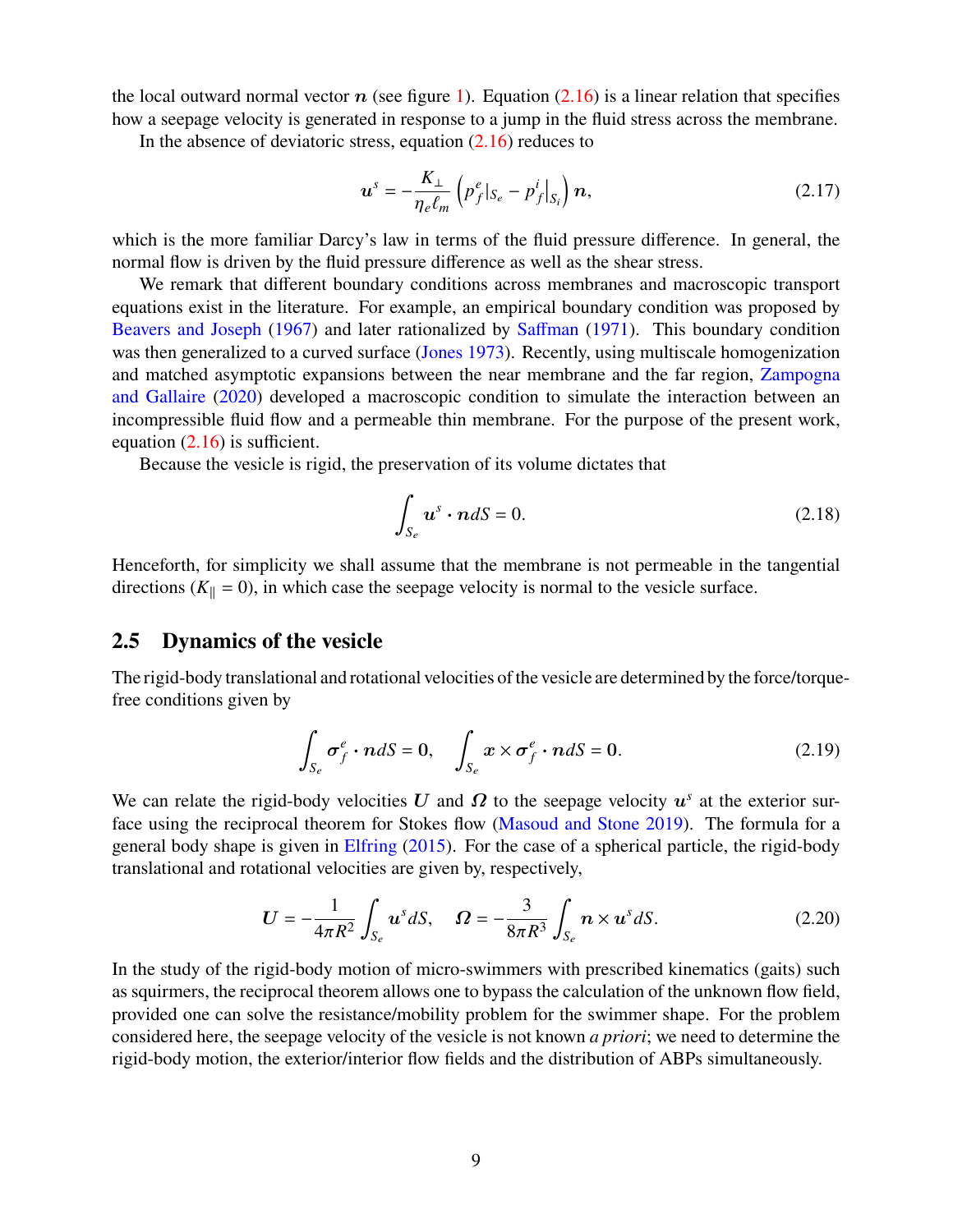the local outward normal vector $\boldsymbol{n}$ (see figure 1). Equation (2.16) is a linear relation that specifies how a seepage velocity is generated in response to a jump in the fluid stress across the membrane.

In the absence of deviatoric stress, equation (2.16) reduces to

$$\boldsymbol{u}^s = -\frac{K_\perp}{\eta_e \ell_m} \left( p_f^e|_{S_e} - p_f^i\big|_{S_i} \right) \boldsymbol{n}, \tag{2.17}$$

which is the more familiar Darcy's law in terms of the fluid pressure difference. In general, the normal flow is driven by the fluid pressure difference as well as the shear stress.

We remark that different boundary conditions across membranes and macroscopic transport equations exist in the literature. For example, an empirical boundary condition was proposed by Beavers and Joseph (1967) and later rationalized by Saffman (1971). This boundary condition was then generalized to a curved surface (Jones 1973). Recently, using multiscale homogenization and matched asymptotic expansions between the near membrane and the far region, Zampogna and Gallaire (2020) developed a macroscopic condition to simulate the interaction between an incompressible fluid flow and a permeable thin membrane. For the purpose of the present work, equation (2.16) is sufficient.

Because the vesicle is rigid, the preservation of its volume dictates that

$$\int_{S_e} \boldsymbol{u}^s \cdot \boldsymbol{n} dS = 0. \tag{2.18}$$

Henceforth, for simplicity we shall assume that the membrane is not permeable in the tangential directions ($K_\parallel = 0$), in which case the seepage velocity is normal to the vesicle surface.

## 2.5 Dynamics of the vesicle

The rigid-body translational and rotational velocities of the vesicle are determined by the force/torque-free conditions given by

$$\int_{S_e} \boldsymbol{\sigma}_f^e \cdot \boldsymbol{n} dS = \boldsymbol{0}, \quad \int_{S_e} \boldsymbol{x} \times \boldsymbol{\sigma}_f^e \cdot \boldsymbol{n} dS = \boldsymbol{0}. \tag{2.19}$$

We can relate the rigid-body velocities $\boldsymbol{U}$ and $\boldsymbol{\Omega}$ to the seepage velocity $\boldsymbol{u}^s$ at the exterior surface using the reciprocal theorem for Stokes flow (Masoud and Stone 2019). The formula for a general body shape is given in Elfring (2015). For the case of a spherical particle, the rigid-body translational and rotational velocities are given by, respectively,

$$\boldsymbol{U} = -\frac{1}{4\pi R^2} \int_{S_e} \boldsymbol{u}^s dS, \quad \boldsymbol{\Omega} = -\frac{3}{8\pi R^3} \int_{S_e} \boldsymbol{n} \times \boldsymbol{u}^s dS. \tag{2.20}$$

In the study of the rigid-body motion of micro-swimmers with prescribed kinematics (gaits) such as squirmers, the reciprocal theorem allows one to bypass the calculation of the unknown flow field, provided one can solve the resistance/mobility problem for the swimmer shape. For the problem considered here, the seepage velocity of the vesicle is not known *a priori*; we need to determine the rigid-body motion, the exterior/interior flow fields and the distribution of ABPs simultaneously.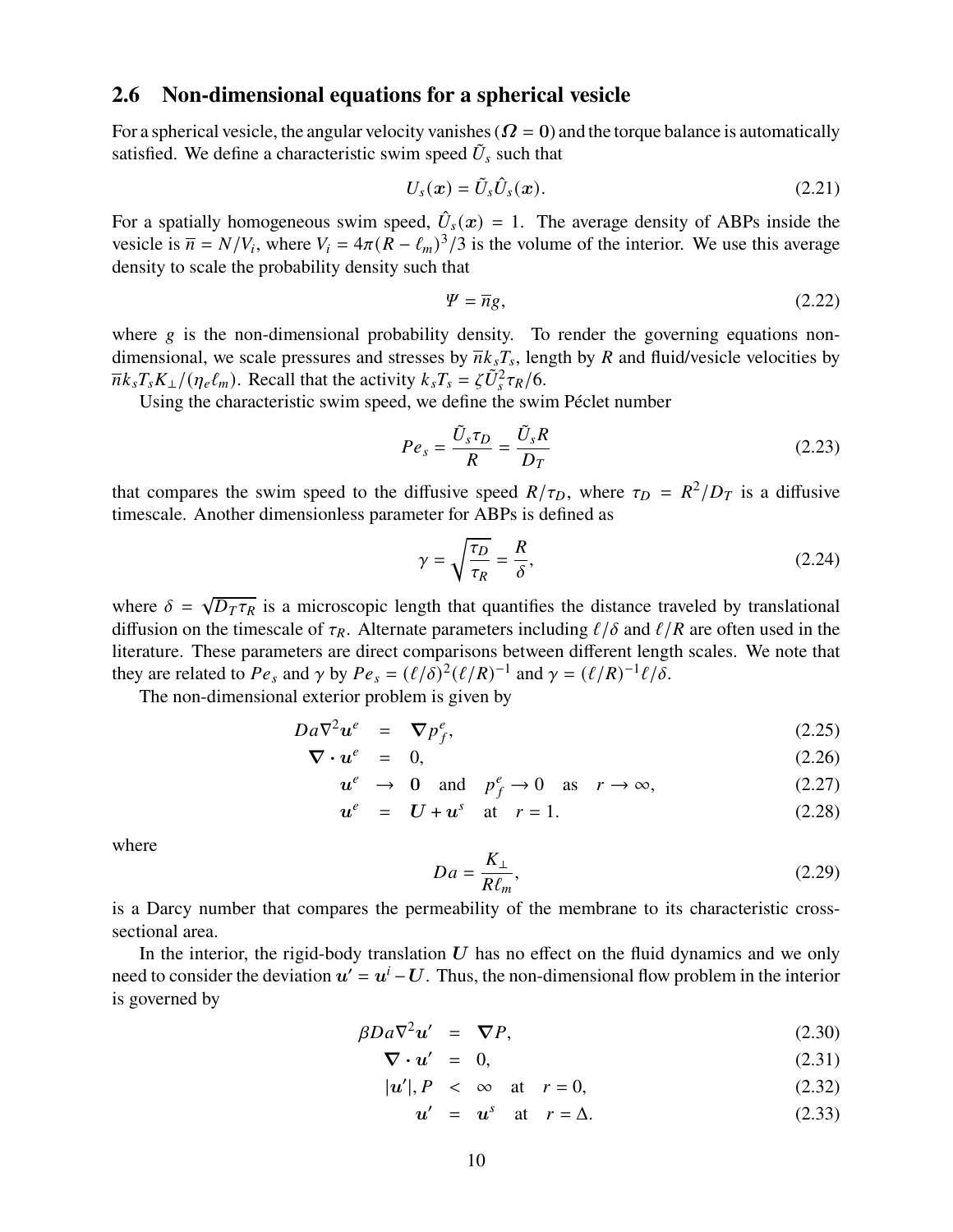## 2.6 Non-dimensional equations for a spherical vesicle

For a spherical vesicle, the angular velocity vanishes ($\boldsymbol{\Omega} = \mathbf{0}$) and the torque balance is automatically satisfied. We define a characteristic swim speed $\tilde{U}_s$ such that

$$U_s(\boldsymbol{x}) = \tilde{U}_s \hat{U}_s(\boldsymbol{x}). \tag{2.21}$$

For a spatially homogeneous swim speed, $\hat{U}_s(\boldsymbol{x}) = 1$. The average density of ABPs inside the vesicle is $\overline{n} = N/V_i$, where $V_i = 4\pi(R - \ell_m)^3/3$ is the volume of the interior. We use this average density to scale the probability density such that

$$\Psi = \overline{n} g, \tag{2.22}$$

where $g$ is the non-dimensional probability density. To render the governing equations non-dimensional, we scale pressures and stresses by $\overline{n} k_s T_s$, length by $R$ and fluid/vesicle velocities by $\overline{n} k_s T_s K_\perp / (\eta_e \ell_m)$. Recall that the activity $k_s T_s = \zeta \tilde{U}_s^2 \tau_R / 6$.

Using the characteristic swim speed, we define the swim Péclet number

$$Pe_s = \frac{\tilde{U}_s \tau_D}{R} = \frac{\tilde{U}_s R}{D_T} \tag{2.23}$$

that compares the swim speed to the diffusive speed $R/\tau_D$, where $\tau_D = R^2/D_T$ is a diffusive timescale. Another dimensionless parameter for ABPs is defined as

$$\gamma = \sqrt{\frac{\tau_D}{\tau_R}} = \frac{R}{\delta}, \tag{2.24}$$

where $\delta = \sqrt{D_T \tau_R}$ is a microscopic length that quantifies the distance traveled by translational diffusion on the timescale of $\tau_R$. Alternate parameters including $\ell/\delta$ and $\ell/R$ are often used in the literature. These parameters are direct comparisons between different length scales. We note that they are related to $Pe_s$ and $\gamma$ by $Pe_s = (\ell/\delta)^2 (\ell/R)^{-1}$ and $\gamma = (\ell/R)^{-1} \ell/\delta$.

The non-dimensional exterior problem is given by

$$Da \nabla^2 \boldsymbol{u}^e = \boldsymbol{\nabla} p_f^e, \tag{2.25}$$

$$\boldsymbol{\nabla} \cdot \boldsymbol{u}^e = 0, \tag{2.26}$$

$$\boldsymbol{u}^e \to \mathbf{0} \quad \text{and} \quad p_f^e \to 0 \quad \text{as} \quad r \to \infty, \tag{2.27}$$

$$\boldsymbol{u}^e = \boldsymbol{U} + \boldsymbol{u}^s \quad \text{at} \quad r = 1. \tag{2.28}$$

where

$$Da = \frac{K_\perp}{R \ell_m}, \tag{2.29}$$

is a Darcy number that compares the permeability of the membrane to its characteristic cross-sectional area.

In the interior, the rigid-body translation $\boldsymbol{U}$ has no effect on the fluid dynamics and we only need to consider the deviation $\boldsymbol{u}' = \boldsymbol{u}^i - \boldsymbol{U}$. Thus, the non-dimensional flow problem in the interior is governed by

$$\beta Da \nabla^2 \boldsymbol{u}' = \boldsymbol{\nabla} P, \tag{2.30}$$

$$\boldsymbol{\nabla} \cdot \boldsymbol{u}' = 0, \tag{2.31}$$

$$|\boldsymbol{u}'|, P < \infty \quad \text{at} \quad r = 0, \tag{2.32}$$

$$\boldsymbol{u}' = \boldsymbol{u}^s \quad \text{at} \quad r = \Delta. \tag{2.33}$$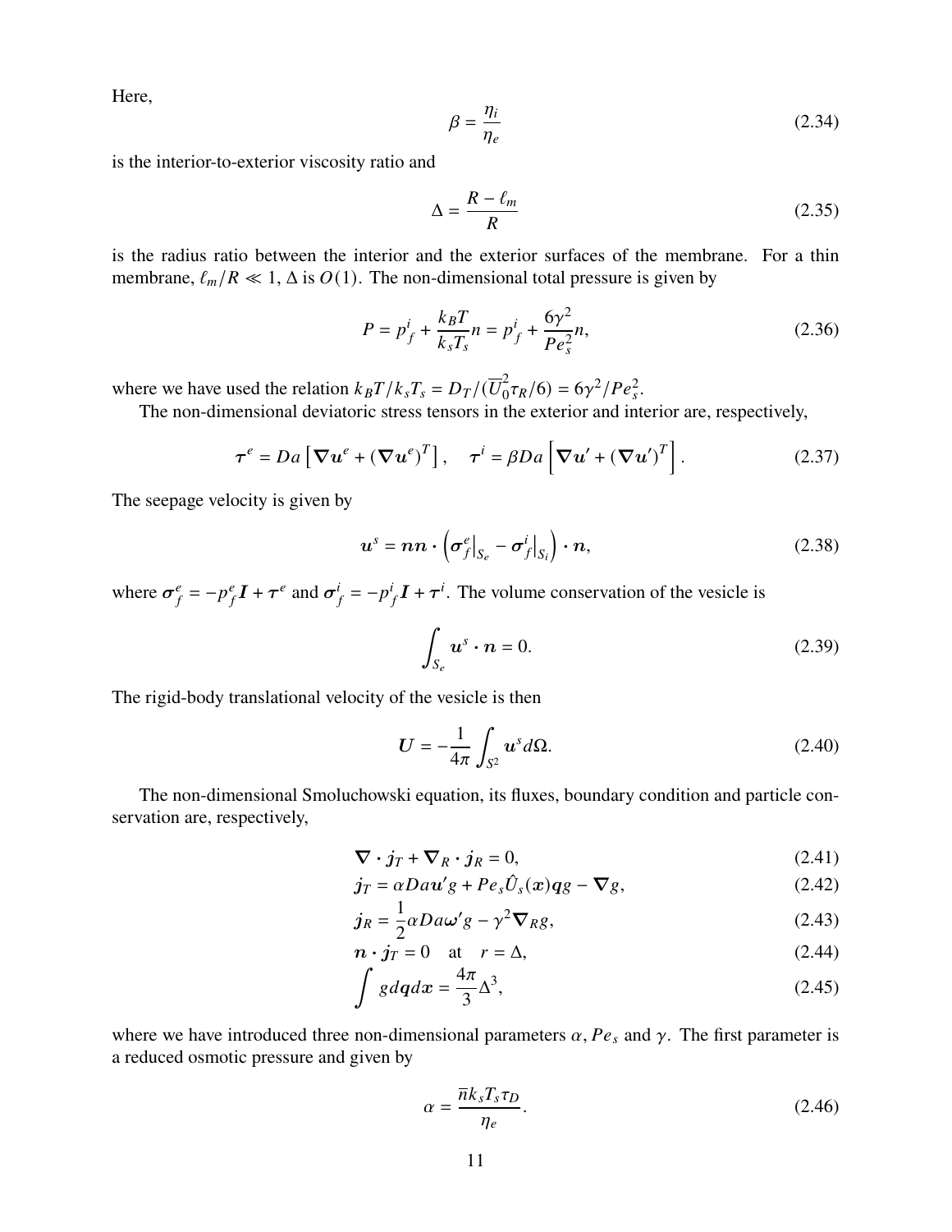Here,

$$\beta = \frac{\eta_i}{\eta_e} \tag{2.34}$$

is the interior-to-exterior viscosity ratio and

$$\Delta = \frac{R - \ell_m}{R} \tag{2.35}$$

is the radius ratio between the interior and the exterior surfaces of the membrane. For a thin membrane, $\ell_m/R \ll 1$, $\Delta$ is $O(1)$. The non-dimensional total pressure is given by

$$P = p_f^i + \frac{k_B T}{k_s T_s} n = p_f^i + \frac{6\gamma^2}{Pe_s^2} n, \tag{2.36}$$

where we have used the relation $k_B T / k_s T_s = D_T / (\overline{U}_0^2 \tau_R / 6) = 6\gamma^2 / Pe_s^2$.

The non-dimensional deviatoric stress tensors in the exterior and interior are, respectively,

$$\boldsymbol{\tau}^e = Da \left[ \boldsymbol{\nabla} \boldsymbol{u}^e + (\boldsymbol{\nabla} \boldsymbol{u}^e)^T \right], \quad \boldsymbol{\tau}^i = \beta Da \left[ \boldsymbol{\nabla} \boldsymbol{u}' + (\boldsymbol{\nabla} \boldsymbol{u}')^T \right]. \tag{2.37}$$

The seepage velocity is given by

$$\boldsymbol{u}^s = \boldsymbol{n}\boldsymbol{n} \cdot \left( \boldsymbol{\sigma}_f^e \big|_{S_e} - \boldsymbol{\sigma}_f^i \big|_{S_i} \right) \cdot \boldsymbol{n}, \tag{2.38}$$

where $\boldsymbol{\sigma}_f^e = -p_f^e \boldsymbol{I} + \boldsymbol{\tau}^e$ and $\boldsymbol{\sigma}_f^i = -p_f^i \boldsymbol{I} + \boldsymbol{\tau}^i$. The volume conservation of the vesicle is

$$\int_{S_e} \boldsymbol{u}^s \cdot \boldsymbol{n} = 0. \tag{2.39}$$

The rigid-body translational velocity of the vesicle is then

$$\boldsymbol{U} = -\frac{1}{4\pi} \int_{S^2} \boldsymbol{u}^s d\Omega. \tag{2.40}$$

The non-dimensional Smoluchowski equation, its fluxes, boundary condition and particle conservation are, respectively,

$$\boldsymbol{\nabla} \cdot \boldsymbol{j}_T + \boldsymbol{\nabla}_R \cdot \boldsymbol{j}_R = 0, \tag{2.41}$$

$$\boldsymbol{j}_T = \alpha Da \boldsymbol{u}' g + Pe_s \hat{U}_s(\boldsymbol{x}) \boldsymbol{q} g - \boldsymbol{\nabla} g, \tag{2.42}$$

$$\boldsymbol{j}_R = \frac{1}{2} \alpha Da \boldsymbol{\omega}' g - \gamma^2 \boldsymbol{\nabla}_R g, \tag{2.43}$$

$$\boldsymbol{n} \cdot \boldsymbol{j}_T = 0 \quad \text{at} \quad r = \Delta, \tag{2.44}$$

$$\int g d\boldsymbol{q} d\boldsymbol{x} = \frac{4\pi}{3} \Delta^3, \tag{2.45}$$

where we have introduced three non-dimensional parameters $\alpha$, $Pe_s$ and $\gamma$. The first parameter is a reduced osmotic pressure and given by

$$\alpha = \frac{\overline{n} k_s T_s \tau_D}{\eta_e}. \tag{2.46}$$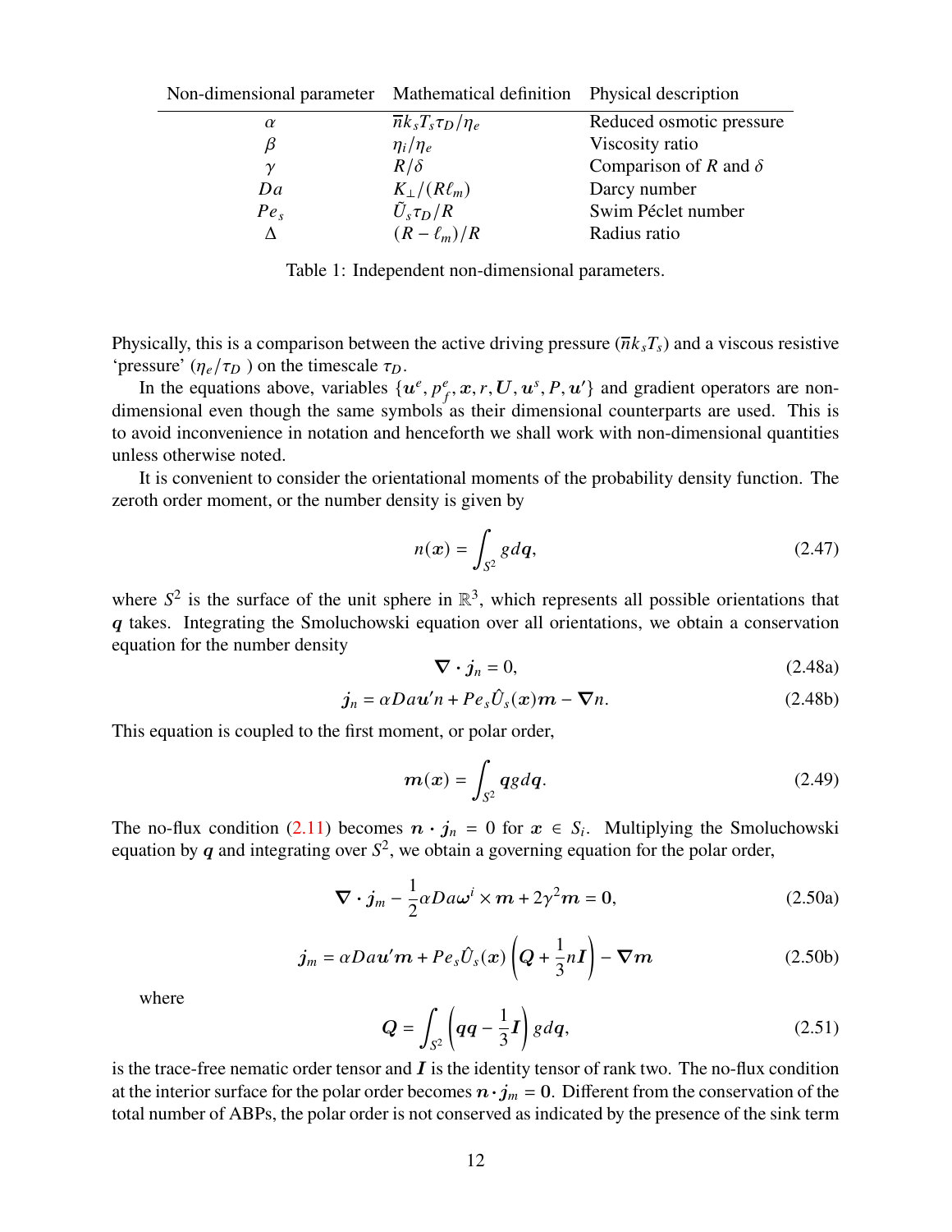| Non-dimensional parameter | Mathematical definition | Physical description |
|---|---|---|
| $\alpha$ | $\overline{n}k_sT_s\tau_D/\eta_e$ | Reduced osmotic pressure |
| $\beta$ | $\eta_i/\eta_e$ | Viscosity ratio |
| $\gamma$ | $R/\delta$ | Comparison of $R$ and $\delta$ |
| $Da$ | $K_\perp/(R\ell_m)$ | Darcy number |
| $Pe_s$ | $\tilde{U}_s\tau_D/R$ | Swim Péclet number |
| $\Delta$ | $(R-\ell_m)/R$ | Radius ratio |

Table 1: Independent non-dimensional parameters.

Physically, this is a comparison between the active driving pressure ($\overline{n}k_sT_s$) and a viscous resistive 'pressure' ($\eta_e/\tau_D$ ) on the timescale $\tau_D$.

In the equations above, variables $\{\boldsymbol{u}^e, p_f^e, \boldsymbol{x}, r, \boldsymbol{U}, \boldsymbol{u}^s, P, \boldsymbol{u}'\}$ and gradient operators are non-dimensional even though the same symbols as their dimensional counterparts are used. This is to avoid inconvenience in notation and henceforth we shall work with non-dimensional quantities unless otherwise noted.

It is convenient to consider the orientational moments of the probability density function. The zeroth order moment, or the number density is given by

$$n(\boldsymbol{x}) = \int_{S^2} g d\boldsymbol{q}, \tag{2.47}$$

where $S^2$ is the surface of the unit sphere in $\mathbb{R}^3$, which represents all possible orientations that $\boldsymbol{q}$ takes. Integrating the Smoluchowski equation over all orientations, we obtain a conservation equation for the number density

$$\boldsymbol{\nabla}\cdot\boldsymbol{j}_n = 0, \tag{2.48a}$$

$$\boldsymbol{j}_n = \alpha Da\boldsymbol{u}'n + Pe_s\hat{U}_s(\boldsymbol{x})\boldsymbol{m} - \boldsymbol{\nabla}n. \tag{2.48b}$$

This equation is coupled to the first moment, or polar order,

$$\boldsymbol{m}(\boldsymbol{x}) = \int_{S^2} \boldsymbol{q} g d\boldsymbol{q}. \tag{2.49}$$

The no-flux condition (2.11) becomes $\boldsymbol{n}\cdot\boldsymbol{j}_n = 0$ for $\boldsymbol{x}\in S_i$. Multiplying the Smoluchowski equation by $\boldsymbol{q}$ and integrating over $S^2$, we obtain a governing equation for the polar order,

$$\boldsymbol{\nabla}\cdot\boldsymbol{j}_m - \frac{1}{2}\alpha Da\boldsymbol{\omega}^i\times\boldsymbol{m} + 2\gamma^2\boldsymbol{m} = \boldsymbol{0}, \tag{2.50a}$$

$$\boldsymbol{j}_m = \alpha Da\boldsymbol{u}'\boldsymbol{m} + Pe_s\hat{U}_s(\boldsymbol{x})\left(\boldsymbol{Q} + \frac{1}{3}n\boldsymbol{I}\right) - \boldsymbol{\nabla}\boldsymbol{m} \tag{2.50b}$$

where

$$\boldsymbol{Q} = \int_{S^2}\left(\boldsymbol{q}\boldsymbol{q} - \frac{1}{3}\boldsymbol{I}\right) g d\boldsymbol{q}, \tag{2.51}$$

is the trace-free nematic order tensor and $\boldsymbol{I}$ is the identity tensor of rank two. The no-flux condition at the interior surface for the polar order becomes $\boldsymbol{n}\cdot\boldsymbol{j}_m = \boldsymbol{0}$. Different from the conservation of the total number of ABPs, the polar order is not conserved as indicated by the presence of the sink term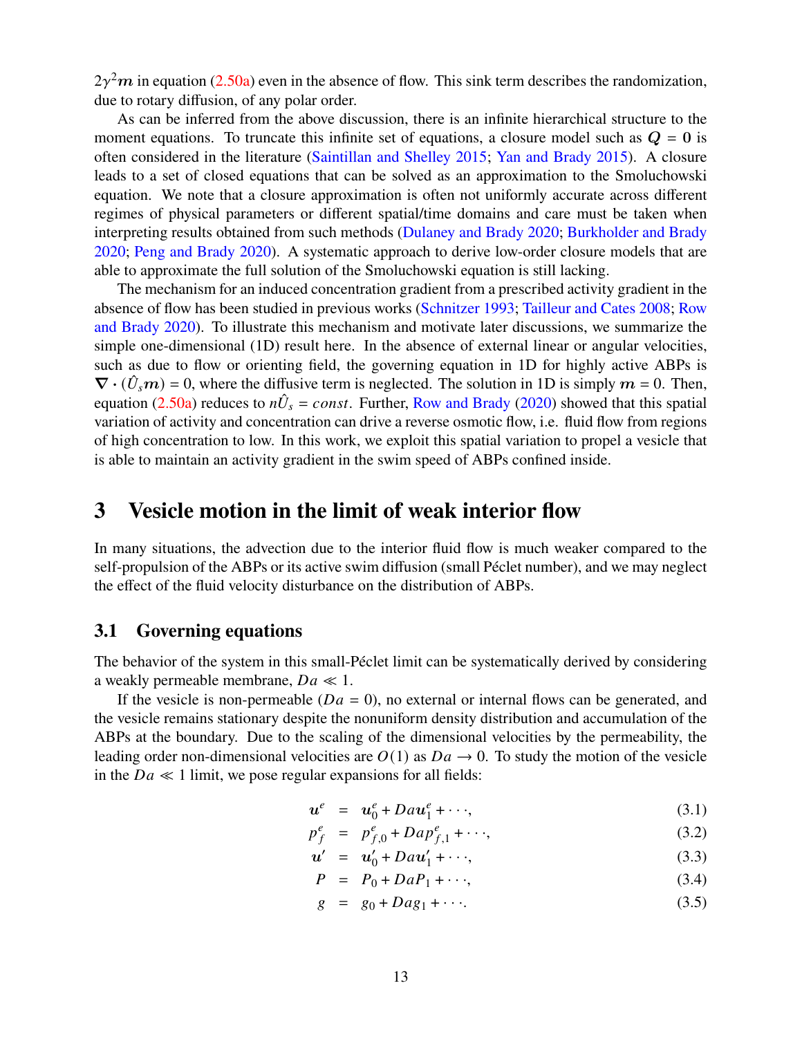$2\gamma^2 \boldsymbol{m}$ in equation (2.50a) even in the absence of flow. This sink term describes the randomization, due to rotary diffusion, of any polar order.

As can be inferred from the above discussion, there is an infinite hierarchical structure to the moment equations. To truncate this infinite set of equations, a closure model such as $\boldsymbol{Q} = \boldsymbol{0}$ is often considered in the literature (Saintillan and Shelley 2015; Yan and Brady 2015). A closure leads to a set of closed equations that can be solved as an approximation to the Smoluchowski equation. We note that a closure approximation is often not uniformly accurate across different regimes of physical parameters or different spatial/time domains and care must be taken when interpreting results obtained from such methods (Dulaney and Brady 2020; Burkholder and Brady 2020; Peng and Brady 2020). A systematic approach to derive low-order closure models that are able to approximate the full solution of the Smoluchowski equation is still lacking.

The mechanism for an induced concentration gradient from a prescribed activity gradient in the absence of flow has been studied in previous works (Schnitzer 1993; Tailleur and Cates 2008; Row and Brady 2020). To illustrate this mechanism and motivate later discussions, we summarize the simple one-dimensional (1D) result here. In the absence of external linear or angular velocities, such as due to flow or orienting field, the governing equation in 1D for highly active ABPs is $\boldsymbol{\nabla} \cdot (\hat{U}_s \boldsymbol{m}) = 0$, where the diffusive term is neglected. The solution in 1D is simply $\boldsymbol{m} = 0$. Then, equation (2.50a) reduces to $n\hat{U}_s = const$. Further, Row and Brady (2020) showed that this spatial variation of activity and concentration can drive a reverse osmotic flow, i.e. fluid flow from regions of high concentration to low. In this work, we exploit this spatial variation to propel a vesicle that is able to maintain an activity gradient in the swim speed of ABPs confined inside.

# 3 Vesicle motion in the limit of weak interior flow

In many situations, the advection due to the interior fluid flow is much weaker compared to the self-propulsion of the ABPs or its active swim diffusion (small Péclet number), and we may neglect the effect of the fluid velocity disturbance on the distribution of ABPs.

## 3.1 Governing equations

The behavior of the system in this small-Péclet limit can be systematically derived by considering a weakly permeable membrane, $Da \ll 1$.

If the vesicle is non-permeable ($Da = 0$), no external or internal flows can be generated, and the vesicle remains stationary despite the nonuniform density distribution and accumulation of the ABPs at the boundary. Due to the scaling of the dimensional velocities by the permeability, the leading order non-dimensional velocities are $O(1)$ as $Da \to 0$. To study the motion of the vesicle in the $Da \ll 1$ limit, we pose regular expansions for all fields:

$$\boldsymbol{u}^e = \boldsymbol{u}_0^e + Da\,\boldsymbol{u}_1^e + \cdots, \tag{3.1}$$

$$p_f^e = p_{f,0}^e + Da\,p_{f,1}^e + \cdots, \tag{3.2}$$

$$\boldsymbol{u}' = \boldsymbol{u}_0' + Da\,\boldsymbol{u}_1' + \cdots, \tag{3.3}$$

$$P = P_0 + Da\,P_1 + \cdots, \tag{3.4}$$

$$g = g_0 + Da\,g_1 + \cdots. \tag{3.5}$$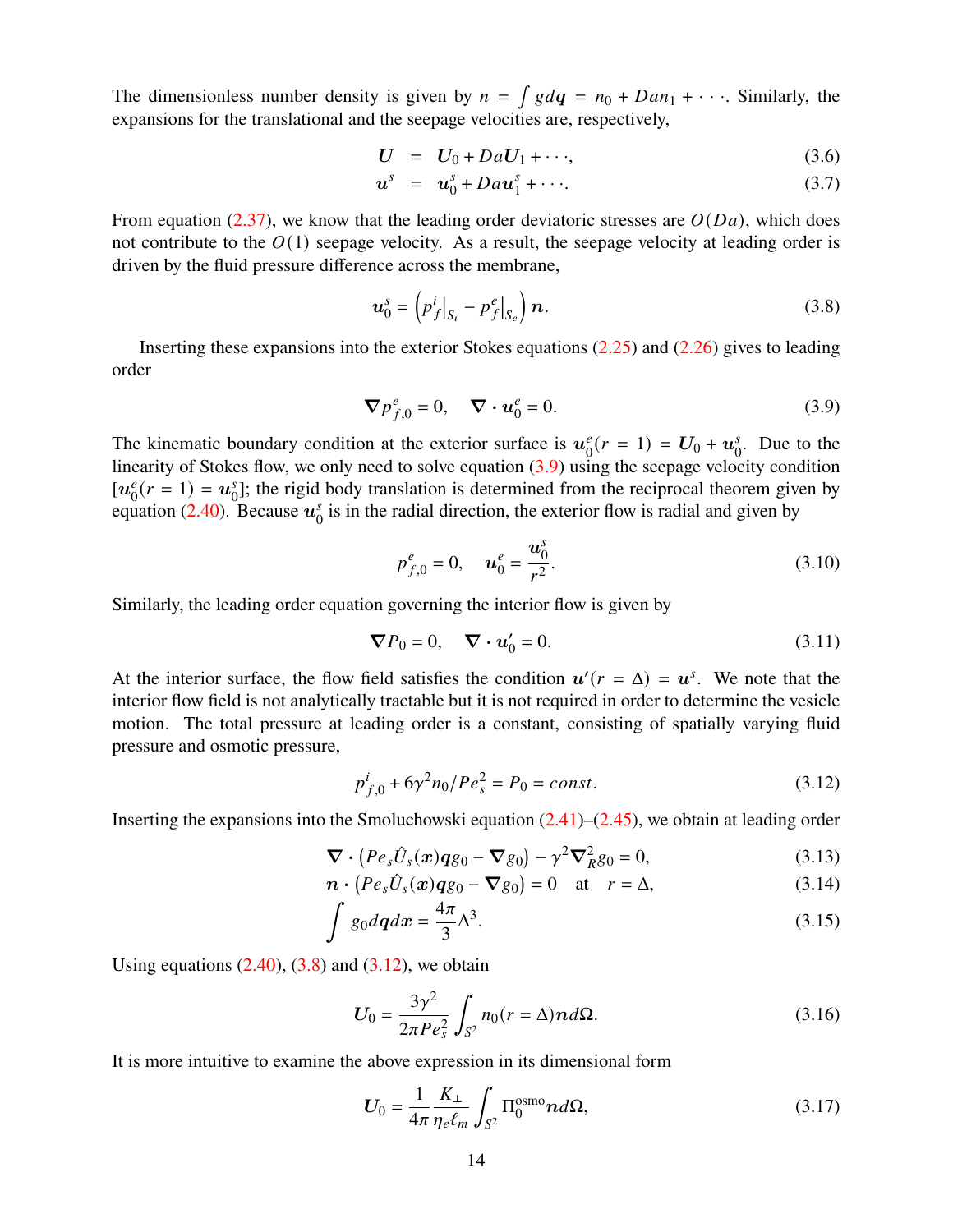The dimensionless number density is given by $n = \int g d\boldsymbol{q} = n_0 + Da n_1 + \cdots$. Similarly, the expansions for the translational and the seepage velocities are, respectively,

$$\boldsymbol{U} = \boldsymbol{U}_0 + Da\boldsymbol{U}_1 + \cdots, \tag{3.6}$$

$$\boldsymbol{u}^s = \boldsymbol{u}_0^s + Da\boldsymbol{u}_1^s + \cdots. \tag{3.7}$$

From equation (2.37), we know that the leading order deviatoric stresses are $O(Da)$, which does not contribute to the $O(1)$ seepage velocity. As a result, the seepage velocity at leading order is driven by the fluid pressure difference across the membrane,

$$\boldsymbol{u}_0^s = \left( p_f^i\big|_{S_i} - p_f^e\big|_{S_e} \right) \boldsymbol{n}. \tag{3.8}$$

Inserting these expansions into the exterior Stokes equations (2.25) and (2.26) gives to leading order

$$\boldsymbol{\nabla} p_{f,0}^e = 0, \quad \boldsymbol{\nabla} \cdot \boldsymbol{u}_0^e = 0. \tag{3.9}$$

The kinematic boundary condition at the exterior surface is $\boldsymbol{u}_0^e(r=1) = \boldsymbol{U}_0 + \boldsymbol{u}_0^s$. Due to the linearity of Stokes flow, we only need to solve equation (3.9) using the seepage velocity condition $[\boldsymbol{u}_0^e(r=1) = \boldsymbol{u}_0^s]$; the rigid body translation is determined from the reciprocal theorem given by equation (2.40). Because $\boldsymbol{u}_0^s$ is in the radial direction, the exterior flow is radial and given by

$$p_{f,0}^e = 0, \quad \boldsymbol{u}_0^e = \frac{\boldsymbol{u}_0^s}{r^2}. \tag{3.10}$$

Similarly, the leading order equation governing the interior flow is given by

$$\boldsymbol{\nabla} P_0 = 0, \quad \boldsymbol{\nabla} \cdot \boldsymbol{u}_0' = 0. \tag{3.11}$$

At the interior surface, the flow field satisfies the condition $\boldsymbol{u}'(r=\Delta) = \boldsymbol{u}^s$. We note that the interior flow field is not analytically tractable but it is not required in order to determine the vesicle motion. The total pressure at leading order is a constant, consisting of spatially varying fluid pressure and osmotic pressure,

$$p_{f,0}^i + 6\gamma^2 n_0 / Pe_s^2 = P_0 = const. \tag{3.12}$$

Inserting the expansions into the Smoluchowski equation (2.41)–(2.45), we obtain at leading order

$$\boldsymbol{\nabla} \cdot \left( Pe_s \hat{U}_s(\boldsymbol{x}) \boldsymbol{q} g_0 - \boldsymbol{\nabla} g_0 \right) - \gamma^2 \boldsymbol{\nabla}_R^2 g_0 = 0, \tag{3.13}$$

$$\boldsymbol{n} \cdot \left( Pe_s \hat{U}_s(\boldsymbol{x}) \boldsymbol{q} g_0 - \boldsymbol{\nabla} g_0 \right) = 0 \quad \text{at} \quad r = \Delta, \tag{3.14}$$

$$\int g_0 d\boldsymbol{q} d\boldsymbol{x} = \frac{4\pi}{3} \Delta^3. \tag{3.15}$$

Using equations (2.40), (3.8) and (3.12), we obtain

$$\boldsymbol{U}_0 = \frac{3\gamma^2}{2\pi Pe_s^2} \int_{S^2} n_0(r=\Delta) \boldsymbol{n} d\Omega. \tag{3.16}$$

It is more intuitive to examine the above expression in its dimensional form

$$\boldsymbol{U}_0 = \frac{1}{4\pi} \frac{K_\perp}{\eta_e \ell_m} \int_{S^2} \Pi_0^{\text{osmo}} \boldsymbol{n} d\Omega, \tag{3.17}$$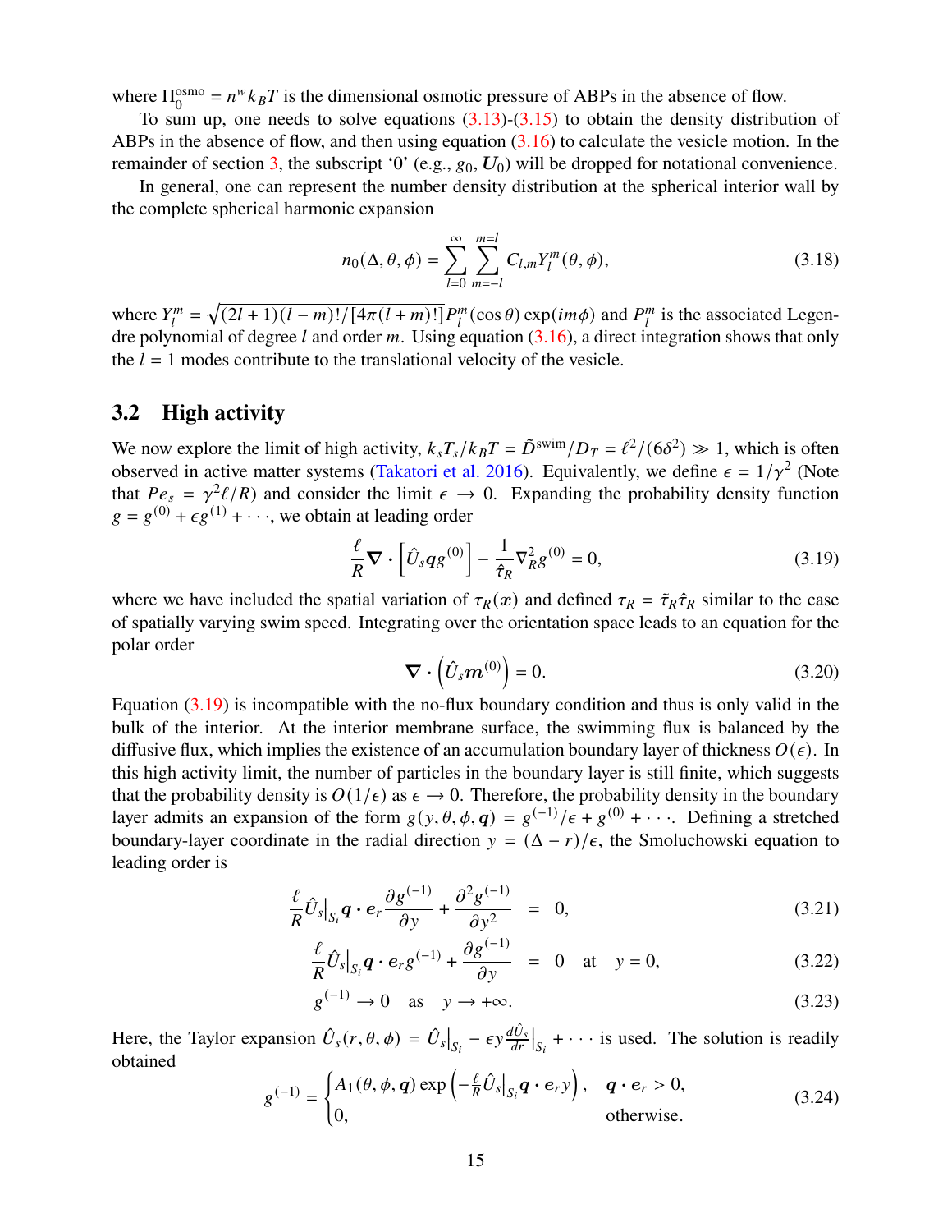where $\Pi_0^{\text{osmo}} = n^w k_B T$ is the dimensional osmotic pressure of ABPs in the absence of flow.

To sum up, one needs to solve equations (3.13)-(3.15) to obtain the density distribution of ABPs in the absence of flow, and then using equation (3.16) to calculate the vesicle motion. In the remainder of section 3, the subscript '0' (e.g., $g_0$, $\boldsymbol{U}_0$) will be dropped for notational convenience.

In general, one can represent the number density distribution at the spherical interior wall by the complete spherical harmonic expansion

$$n_0(\Delta, \theta, \phi) = \sum_{l=0}^{\infty} \sum_{m=-l}^{m=l} C_{l,m} Y_l^m(\theta, \phi), \tag{3.18}$$

where $Y_l^m = \sqrt{(2l+1)(l-m)!/[4\pi(l+m)!]} P_l^m(\cos\theta) \exp(im\phi)$ and $P_l^m$ is the associated Legendre polynomial of degree $l$ and order $m$. Using equation (3.16), a direct integration shows that only the $l = 1$ modes contribute to the translational velocity of the vesicle.

## 3.2 High activity

We now explore the limit of high activity, $k_s T_s / k_B T = \tilde{D}^{\text{swim}}/D_T = \ell^2/(6\delta^2) \gg 1$, which is often observed in active matter systems (Takatori et al. 2016). Equivalently, we define $\epsilon = 1/\gamma^2$ (Note that $Pe_s = \gamma^2 \ell / R$) and consider the limit $\epsilon \to 0$. Expanding the probability density function $g = g^{(0)} + \epsilon g^{(1)} + \cdots$, we obtain at leading order

$$\frac{\ell}{R} \boldsymbol{\nabla} \cdot \left[ \hat{U}_s \boldsymbol{q} g^{(0)} \right] - \frac{1}{\hat{\tau}_R} \nabla_R^2 g^{(0)} = 0, \tag{3.19}$$

where we have included the spatial variation of $\tau_R(\boldsymbol{x})$ and defined $\tau_R = \tilde{\tau}_R \hat{\tau}_R$ similar to the case of spatially varying swim speed. Integrating over the orientation space leads to an equation for the polar order

$$\boldsymbol{\nabla} \cdot \left( \hat{U}_s \boldsymbol{m}^{(0)} \right) = 0. \tag{3.20}$$

Equation (3.19) is incompatible with the no-flux boundary condition and thus is only valid in the bulk of the interior. At the interior membrane surface, the swimming flux is balanced by the diffusive flux, which implies the existence of an accumulation boundary layer of thickness $O(\epsilon)$. In this high activity limit, the number of particles in the boundary layer is still finite, which suggests that the probability density is $O(1/\epsilon)$ as $\epsilon \to 0$. Therefore, the probability density in the boundary layer admits an expansion of the form $g(y, \theta, \phi, \boldsymbol{q}) = g^{(-1)}/\epsilon + g^{(0)} + \cdots$. Defining a stretched boundary-layer coordinate in the radial direction $y = (\Delta - r)/\epsilon$, the Smoluchowski equation to leading order is

$$\frac{\ell}{R} \hat{U}_s\big|_{S_i} \boldsymbol{q} \cdot \boldsymbol{e}_r \frac{\partial g^{(-1)}}{\partial y} + \frac{\partial^2 g^{(-1)}}{\partial y^2} = 0, \tag{3.21}$$

$$\frac{\ell}{R} \hat{U}_s\big|_{S_i} \boldsymbol{q} \cdot \boldsymbol{e}_r g^{(-1)} + \frac{\partial g^{(-1)}}{\partial y} = 0 \quad \text{at} \quad y = 0, \tag{3.22}$$

$$g^{(-1)} \to 0 \quad \text{as} \quad y \to +\infty. \tag{3.23}$$

Here, the Taylor expansion $\hat{U}_s(r, \theta, \phi) = \hat{U}_s\big|_{S_i} - \epsilon y \frac{d\hat{U}_s}{dr}\big|_{S_i} + \cdots$ is used. The solution is readily obtained

$$g^{(-1)} = \begin{cases} A_1(\theta, \phi, \boldsymbol{q}) \exp\left( -\frac{\ell}{R} \hat{U}_s\big|_{S_i} \boldsymbol{q} \cdot \boldsymbol{e}_r y \right), & \boldsymbol{q} \cdot \boldsymbol{e}_r > 0, \\ 0, & \text{otherwise.} \end{cases} \tag{3.24}$$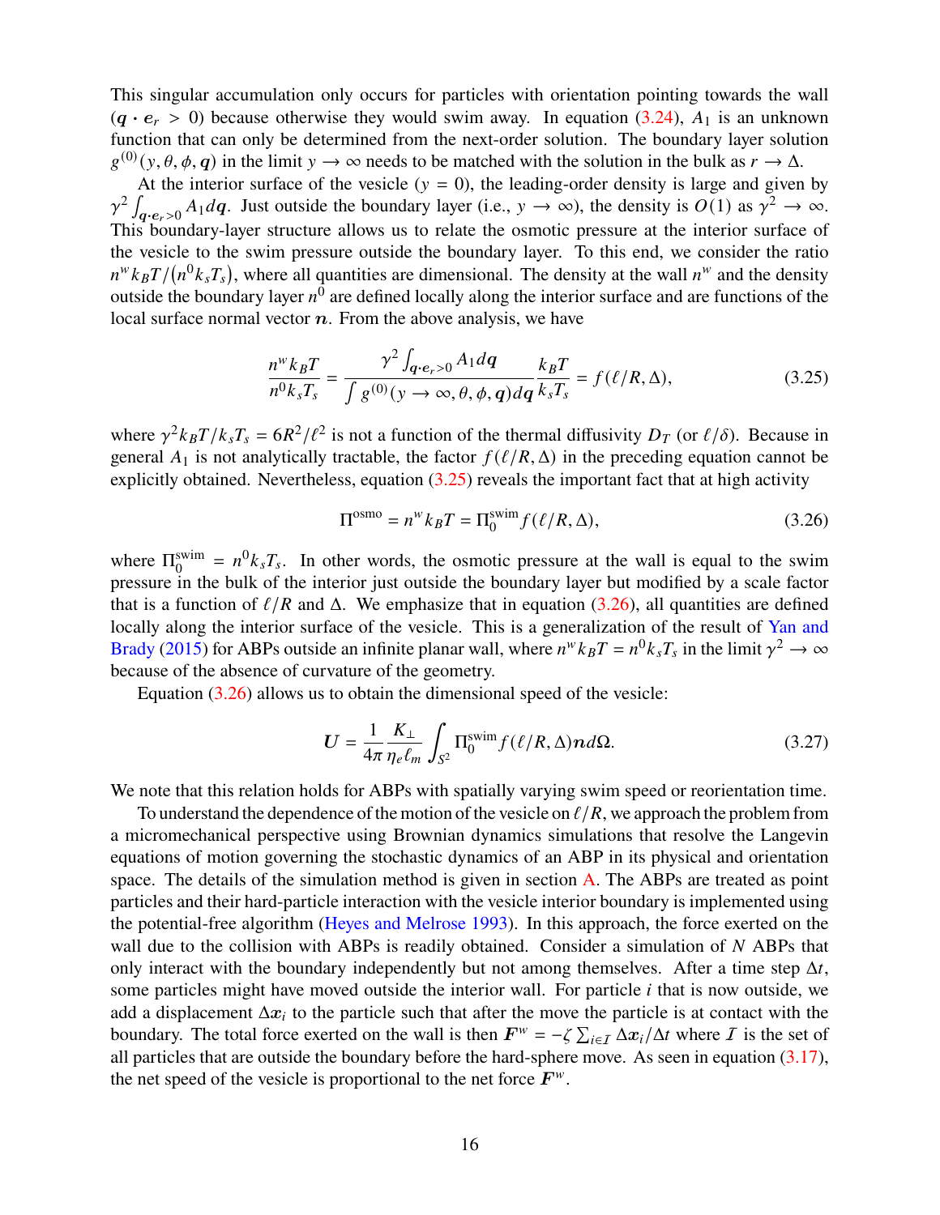This singular accumulation only occurs for particles with orientation pointing towards the wall ($\boldsymbol{q} \cdot \boldsymbol{e}_r > 0$) because otherwise they would swim away. In equation (3.24), $A_1$ is an unknown function that can only be determined from the next-order solution. The boundary layer solution $g^{(0)}(y, \theta, \phi, \boldsymbol{q})$ in the limit $y \to \infty$ needs to be matched with the solution in the bulk as $r \to \Delta$.

At the interior surface of the vesicle ($y = 0$), the leading-order density is large and given by $\gamma^2 \int_{\boldsymbol{q}\cdot\boldsymbol{e}_r>0} A_1 d\boldsymbol{q}$. Just outside the boundary layer (i.e., $y \to \infty$), the density is $O(1)$ as $\gamma^2 \to \infty$. This boundary-layer structure allows us to relate the osmotic pressure at the interior surface of the vesicle to the swim pressure outside the boundary layer. To this end, we consider the ratio $n^w k_B T/(n^0 k_s T_s)$, where all quantities are dimensional. The density at the wall $n^w$ and the density outside the boundary layer $n^0$ are defined locally along the interior surface and are functions of the local surface normal vector $\boldsymbol{n}$. From the above analysis, we have

$$\frac{n^w k_B T}{n^0 k_s T_s} = \frac{\gamma^2 \int_{\boldsymbol{q}\cdot\boldsymbol{e}_r>0} A_1 d\boldsymbol{q}}{\int g^{(0)}(y \to \infty, \theta, \phi, \boldsymbol{q}) d\boldsymbol{q}} \frac{k_B T}{k_s T_s} = f(\ell/R, \Delta), \tag{3.25}$$

where $\gamma^2 k_B T / k_s T_s = 6R^2/\ell^2$ is not a function of the thermal diffusivity $D_T$ (or $\ell/\delta$). Because in general $A_1$ is not analytically tractable, the factor $f(\ell/R, \Delta)$ in the preceding equation cannot be explicitly obtained. Nevertheless, equation (3.25) reveals the important fact that at high activity

$$\Pi^{\text{osmo}} = n^w k_B T = \Pi_0^{\text{swim}} f(\ell/R, \Delta), \tag{3.26}$$

where $\Pi_0^{\text{swim}} = n^0 k_s T_s$. In other words, the osmotic pressure at the wall is equal to the swim pressure in the bulk of the interior just outside the boundary layer but modified by a scale factor that is a function of $\ell/R$ and $\Delta$. We emphasize that in equation (3.26), all quantities are defined locally along the interior surface of the vesicle. This is a generalization of the result of Yan and Brady (2015) for ABPs outside an infinite planar wall, where $n^w k_B T = n^0 k_s T_s$ in the limit $\gamma^2 \to \infty$ because of the absence of curvature of the geometry.

Equation (3.26) allows us to obtain the dimensional speed of the vesicle:

$$\boldsymbol{U} = \frac{1}{4\pi} \frac{K_\perp}{\eta_e \ell_m} \int_{S^2} \Pi_0^{\text{swim}} f(\ell/R, \Delta) \boldsymbol{n} d\Omega. \tag{3.27}$$

We note that this relation holds for ABPs with spatially varying swim speed or reorientation time.

To understand the dependence of the motion of the vesicle on $\ell/R$, we approach the problem from a micromechanical perspective using Brownian dynamics simulations that resolve the Langevin equations of motion governing the stochastic dynamics of an ABP in its physical and orientation space. The details of the simulation method is given in section A. The ABPs are treated as point particles and their hard-particle interaction with the vesicle interior boundary is implemented using the potential-free algorithm (Heyes and Melrose 1993). In this approach, the force exerted on the wall due to the collision with ABPs is readily obtained. Consider a simulation of $N$ ABPs that only interact with the boundary independently but not among themselves. After a time step $\Delta t$, some particles might have moved outside the interior wall. For particle $i$ that is now outside, we add a displacement $\Delta \boldsymbol{x}_i$ to the particle such that after the move the particle is at contact with the boundary. The total force exerted on the wall is then $\boldsymbol{F}^w = -\zeta \sum_{i\in\mathcal{I}} \Delta \boldsymbol{x}_i / \Delta t$ where $\mathcal{I}$ is the set of all particles that are outside the boundary before the hard-sphere move. As seen in equation (3.17), the net speed of the vesicle is proportional to the net force $\boldsymbol{F}^w$.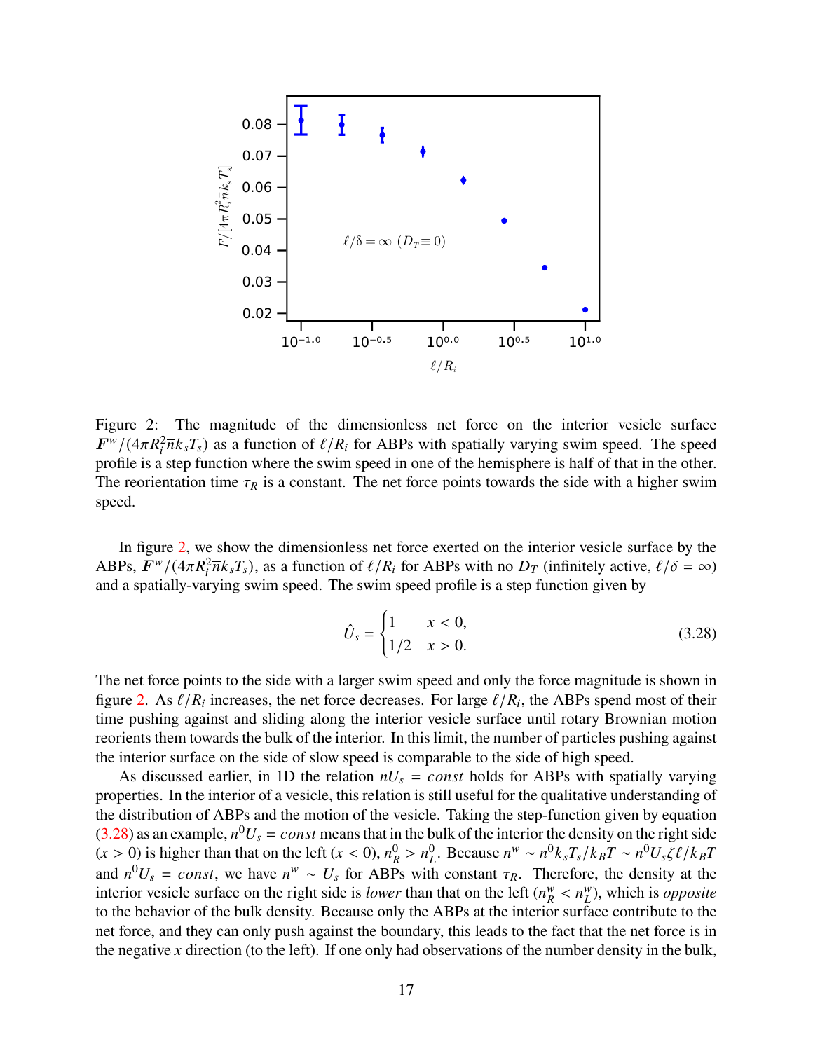Figure 2: The magnitude of the dimensionless net force on the interior vesicle surface $\boldsymbol{F}^w/(4\pi R_i^2 \bar{n} k_s T_s)$ as a function of $\ell/R_i$ for ABPs with spatially varying swim speed. The speed profile is a step function where the swim speed in one of the hemisphere is half of that in the other. The reorientation time $\tau_R$ is a constant. The net force points towards the side with a higher swim speed.

In figure 2, we show the dimensionless net force exerted on the interior vesicle surface by the ABPs, $\boldsymbol{F}^w/(4\pi R_i^2 \bar{n} k_s T_s)$, as a function of $\ell/R_i$ for ABPs with no $D_T$ (infinitely active, $\ell/\delta = \infty$) and a spatially-varying swim speed. The swim speed profile is a step function given by

$$\hat{U}_s = \begin{cases} 1 & x < 0, \\ 1/2 & x > 0. \end{cases} \tag{3.28}$$

The net force points to the side with a larger swim speed and only the force magnitude is shown in figure 2. As $\ell/R_i$ increases, the net force decreases. For large $\ell/R_i$, the ABPs spend most of their time pushing against and sliding along the interior vesicle surface until rotary Brownian motion reorients them towards the bulk of the interior. In this limit, the number of particles pushing against the interior surface on the side of slow speed is comparable to the side of high speed.

As discussed earlier, in 1D the relation $nU_s = const$ holds for ABPs with spatially varying properties. In the interior of a vesicle, this relation is still useful for the qualitative understanding of the distribution of ABPs and the motion of the vesicle. Taking the step-function given by equation (3.28) as an example, $n^0 U_s = const$ means that in the bulk of the interior the density on the right side ($x > 0$) is higher than that on the left ($x < 0$), $n_R^0 > n_L^0$. Because $n^w \sim n^0 k_s T_s / k_B T \sim n^0 U_s \zeta \ell / k_B T$ and $n^0 U_s = const$, we have $n^w \sim U_s$ for ABPs with constant $\tau_R$. Therefore, the density at the interior vesicle surface on the right side is *lower* than that on the left ($n_R^w < n_L^w$), which is *opposite* to the behavior of the bulk density. Because only the ABPs at the interior surface contribute to the net force, and they can only push against the boundary, this leads to the fact that the net force is in the negative $x$ direction (to the left). If one only had observations of the number density in the bulk,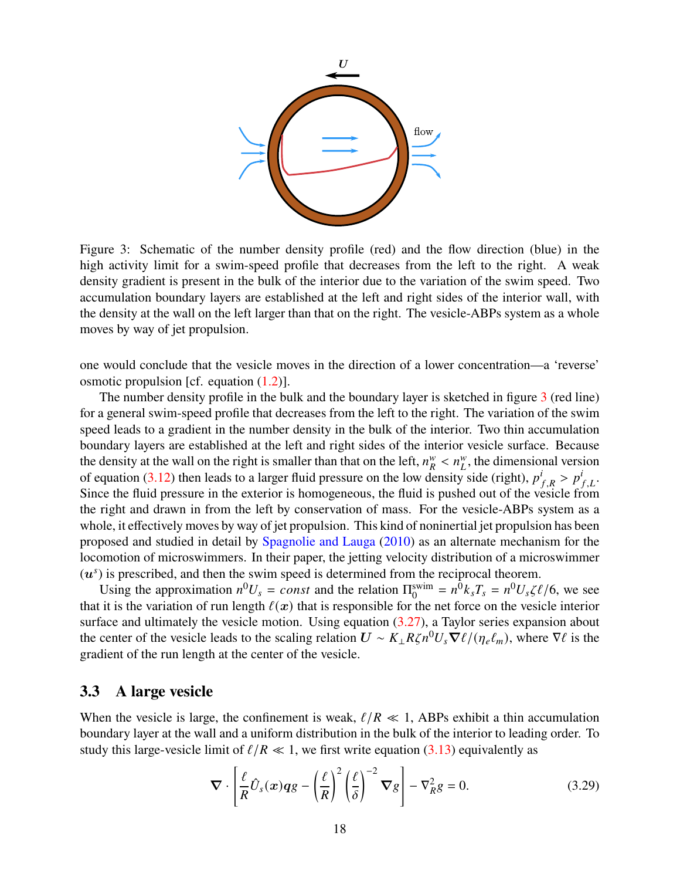Figure 3: Schematic of the number density profile (red) and the flow direction (blue) in the high activity limit for a swim-speed profile that decreases from the left to the right. A weak density gradient is present in the bulk of the interior due to the variation of the swim speed. Two accumulation boundary layers are established at the left and right sides of the interior wall, with the density at the wall on the left larger than that on the right. The vesicle-ABPs system as a whole moves by way of jet propulsion.

one would conclude that the vesicle moves in the direction of a lower concentration—a 'reverse' osmotic propulsion [cf. equation (1.2)].

The number density profile in the bulk and the boundary layer is sketched in figure 3 (red line) for a general swim-speed profile that decreases from the left to the right. The variation of the swim speed leads to a gradient in the number density in the bulk of the interior. Two thin accumulation boundary layers are established at the left and right sides of the interior vesicle surface. Because the density at the wall on the right is smaller than that on the left, $n_R^w < n_L^w$, the dimensional version of equation (3.12) then leads to a larger fluid pressure on the low density side (right), $p_{f,R}^i > p_{f,L}^i$. Since the fluid pressure in the exterior is homogeneous, the fluid is pushed out of the vesicle from the right and drawn in from the left by conservation of mass. For the vesicle-ABPs system as a whole, it effectively moves by way of jet propulsion. This kind of noninertial jet propulsion has been proposed and studied in detail by Spagnolie and Lauga (2010) as an alternate mechanism for the locomotion of microswimmers. In their paper, the jetting velocity distribution of a microswimmer ($\boldsymbol{u}^s$) is prescribed, and then the swim speed is determined from the reciprocal theorem.

Using the approximation $n^0 U_s = const$ and the relation $\Pi_0^{\text{swim}} = n^0 k_s T_s = n^0 U_s \zeta \ell/6$, we see that it is the variation of run length $\ell(\boldsymbol{x})$ that is responsible for the net force on the vesicle interior surface and ultimately the vesicle motion. Using equation (3.27), a Taylor series expansion about the center of the vesicle leads to the scaling relation $\boldsymbol{U} \sim K_\perp R \zeta n^0 U_s \boldsymbol{\nabla}\ell/(\eta_e \ell_m)$, where $\nabla \ell$ is the gradient of the run length at the center of the vesicle.

## 3.3 A large vesicle

When the vesicle is large, the confinement is weak, $\ell/R \ll 1$, ABPs exhibit a thin accumulation boundary layer at the wall and a uniform distribution in the bulk of the interior to leading order. To study this large-vesicle limit of $\ell/R \ll 1$, we first write equation (3.13) equivalently as

$$\boldsymbol{\nabla} \cdot \left[ \frac{\ell}{R} \hat{U}_s(\boldsymbol{x}) \boldsymbol{q} g - \left(\frac{\ell}{R}\right)^2 \left(\frac{\ell}{\delta}\right)^{-2} \boldsymbol{\nabla} g \right] - \nabla_R^2 g = 0. \tag{3.29}$$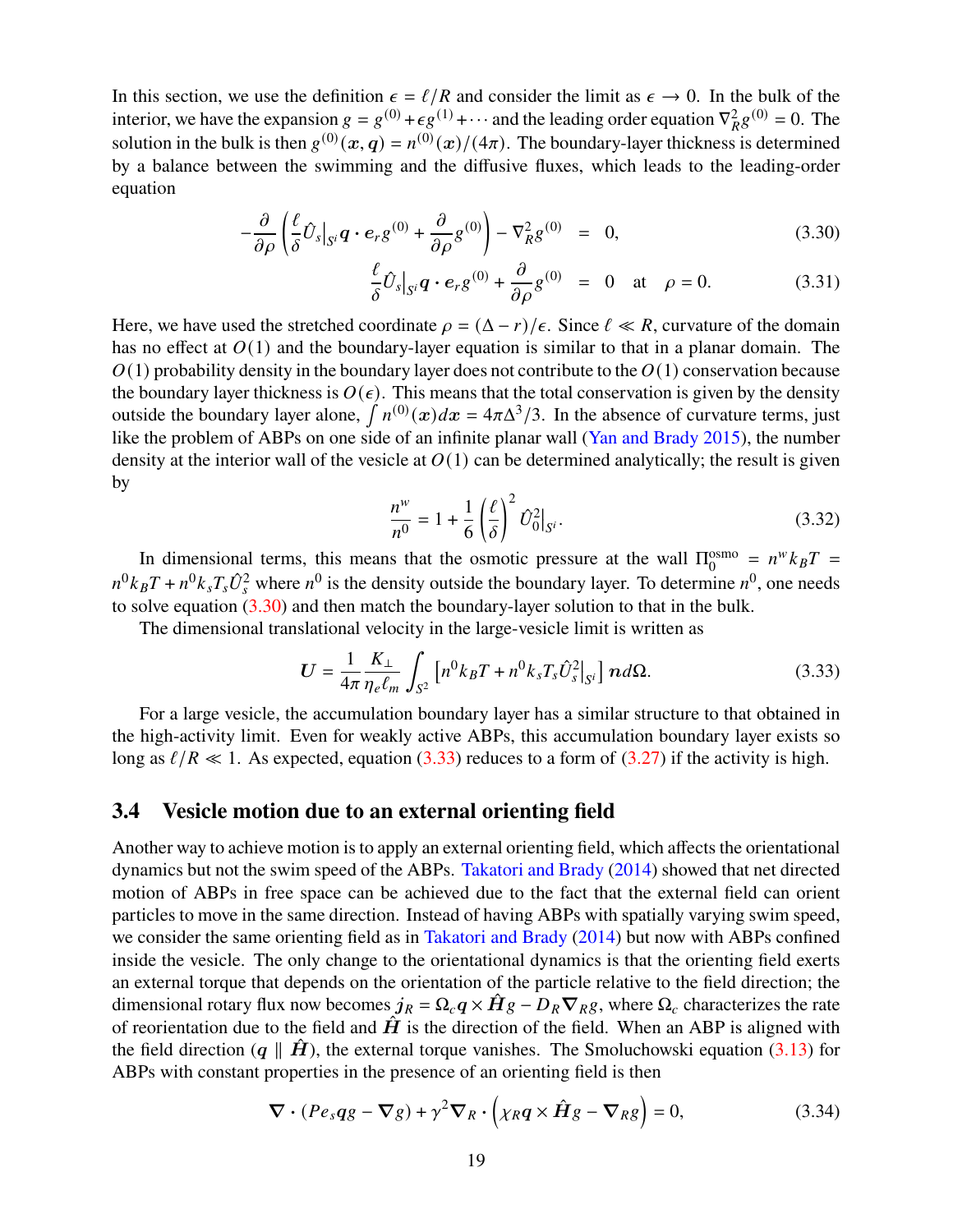In this section, we use the definition $\epsilon = \ell/R$ and consider the limit as $\epsilon \to 0$. In the bulk of the interior, we have the expansion $g = g^{(0)} + \epsilon g^{(1)} + \cdots$ and the leading order equation $\nabla_R^2 g^{(0)} = 0$. The solution in the bulk is then $g^{(0)}(\boldsymbol{x}, \boldsymbol{q}) = n^{(0)}(\boldsymbol{x})/(4\pi)$. The boundary-layer thickness is determined by a balance between the swimming and the diffusive fluxes, which leads to the leading-order equation

$$-\frac{\partial}{\partial \rho}\left(\frac{\ell}{\delta}\hat{U}_s\big|_{S^i}\boldsymbol{q}\cdot\boldsymbol{e}_r g^{(0)} + \frac{\partial}{\partial \rho}g^{(0)}\right) - \nabla_R^2 g^{(0)} = 0, \tag{3.30}$$

$$\frac{\ell}{\delta}\hat{U}_s\big|_{S^i}\boldsymbol{q}\cdot\boldsymbol{e}_r g^{(0)} + \frac{\partial}{\partial \rho}g^{(0)} = 0 \quad \text{at} \quad \rho = 0. \tag{3.31}$$

Here, we have used the stretched coordinate $\rho = (\Delta - r)/\epsilon$. Since $\ell \ll R$, curvature of the domain has no effect at $O(1)$ and the boundary-layer equation is similar to that in a planar domain. The $O(1)$ probability density in the boundary layer does not contribute to the $O(1)$ conservation because the boundary layer thickness is $O(\epsilon)$. This means that the total conservation is given by the density outside the boundary layer alone, $\int n^{(0)}(\boldsymbol{x})d\boldsymbol{x} = 4\pi\Delta^3/3$. In the absence of curvature terms, just like the problem of ABPs on one side of an infinite planar wall (Yan and Brady 2015), the number density at the interior wall of the vesicle at $O(1)$ can be determined analytically; the result is given by

$$\frac{n^w}{n^0} = 1 + \frac{1}{6}\left(\frac{\ell}{\delta}\right)^2 \hat{U}_0^2\big|_{S^i}. \tag{3.32}$$

In dimensional terms, this means that the osmotic pressure at the wall $\Pi_0^{\text{osmo}} = n^w k_B T = n^0 k_B T + n^0 k_s T_s \hat{U}_s^2$ where $n^0$ is the density outside the boundary layer. To determine $n^0$, one needs to solve equation (3.30) and then match the boundary-layer solution to that in the bulk.

The dimensional translational velocity in the large-vesicle limit is written as

$$\boldsymbol{U} = \frac{1}{4\pi}\frac{K_\perp}{\eta_e \ell_m}\int_{S^2}\left[n^0 k_B T + n^0 k_s T_s \hat{U}_s^2\big|_{S^i}\right]\boldsymbol{n}d\Omega. \tag{3.33}$$

For a large vesicle, the accumulation boundary layer has a similar structure to that obtained in the high-activity limit. Even for weakly active ABPs, this accumulation boundary layer exists so long as $\ell/R \ll 1$. As expected, equation (3.33) reduces to a form of (3.27) if the activity is high.

## 3.4 Vesicle motion due to an external orienting field

Another way to achieve motion is to apply an external orienting field, which affects the orientational dynamics but not the swim speed of the ABPs. Takatori and Brady (2014) showed that net directed motion of ABPs in free space can be achieved due to the fact that the external field can orient particles to move in the same direction. Instead of having ABPs with spatially varying swim speed, we consider the same orienting field as in Takatori and Brady (2014) but now with ABPs confined inside the vesicle. The only change to the orientational dynamics is that the orienting field exerts an external torque that depends on the orientation of the particle relative to the field direction; the dimensional rotary flux now becomes $\boldsymbol{j}_R = \Omega_c \boldsymbol{q}\times\hat{\boldsymbol{H}}g - D_R\boldsymbol{\nabla}_R g$, where $\Omega_c$ characterizes the rate of reorientation due to the field and $\hat{\boldsymbol{H}}$ is the direction of the field. When an ABP is aligned with the field direction ($\boldsymbol{q} \parallel \hat{\boldsymbol{H}}$), the external torque vanishes. The Smoluchowski equation (3.13) for ABPs with constant properties in the presence of an orienting field is then

$$\boldsymbol{\nabla}\cdot(Pe_s\boldsymbol{q}g - \boldsymbol{\nabla}g) + \gamma^2\boldsymbol{\nabla}_R\cdot\left(\chi_R\boldsymbol{q}\times\hat{\boldsymbol{H}}g - \boldsymbol{\nabla}_R g\right) = 0, \tag{3.34}$$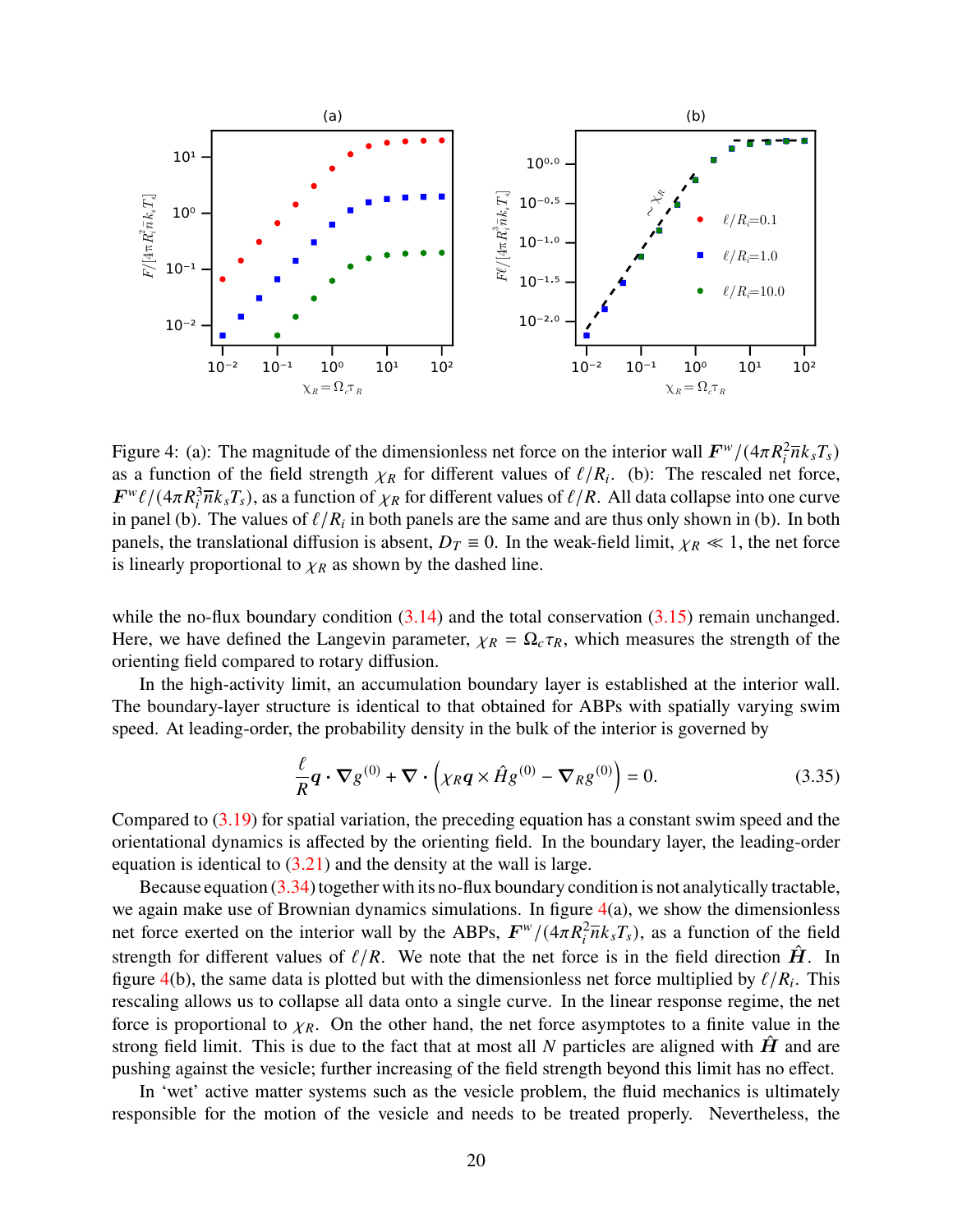Figure 4: (a): The magnitude of the dimensionless net force on the interior wall $\boldsymbol{F}^w/(4\pi R_i^2 \bar{n} k_s T_s)$ as a function of the field strength $\chi_R$ for different values of $\ell/R_i$. (b): The rescaled net force, $\boldsymbol{F}^w \ell/(4\pi R_i^3 \bar{n} k_s T_s)$, as a function of $\chi_R$ for different values of $\ell/R$. All data collapse into one curve in panel (b). The values of $\ell/R_i$ in both panels are the same and are thus only shown in (b). In both panels, the translational diffusion is absent, $D_T \equiv 0$. In the weak-field limit, $\chi_R \ll 1$, the net force is linearly proportional to $\chi_R$ as shown by the dashed line.

while the no-flux boundary condition (3.14) and the total conservation (3.15) remain unchanged. Here, we have defined the Langevin parameter, $\chi_R = \Omega_c \tau_R$, which measures the strength of the orienting field compared to rotary diffusion.

In the high-activity limit, an accumulation boundary layer is established at the interior wall. The boundary-layer structure is identical to that obtained for ABPs with spatially varying swim speed. At leading-order, the probability density in the bulk of the interior is governed by

$$\frac{\ell}{R}\boldsymbol{q}\cdot\boldsymbol{\nabla} g^{(0)} + \boldsymbol{\nabla}\cdot\left(\chi_R \boldsymbol{q}\times\hat{H} g^{(0)} - \boldsymbol{\nabla}_R g^{(0)}\right) = 0. \tag{3.35}$$

Compared to (3.19) for spatial variation, the preceding equation has a constant swim speed and the orientational dynamics is affected by the orienting field. In the boundary layer, the leading-order equation is identical to (3.21) and the density at the wall is large.

Because equation (3.34) together with its no-flux boundary condition is not analytically tractable, we again make use of Brownian dynamics simulations. In figure 4(a), we show the dimensionless net force exerted on the interior wall by the ABPs, $\boldsymbol{F}^w/(4\pi R_i^2 \bar{n} k_s T_s)$, as a function of the field strength for different values of $\ell/R$. We note that the net force is in the field direction $\hat{\boldsymbol{H}}$. In figure 4(b), the same data is plotted but with the dimensionless net force multiplied by $\ell/R_i$. This rescaling allows us to collapse all data onto a single curve. In the linear response regime, the net force is proportional to $\chi_R$. On the other hand, the net force asymptotes to a finite value in the strong field limit. This is due to the fact that at most all $N$ particles are aligned with $\hat{\boldsymbol{H}}$ and are pushing against the vesicle; further increasing of the field strength beyond this limit has no effect.

In 'wet' active matter systems such as the vesicle problem, the fluid mechanics is ultimately responsible for the motion of the vesicle and needs to be treated properly. Nevertheless, the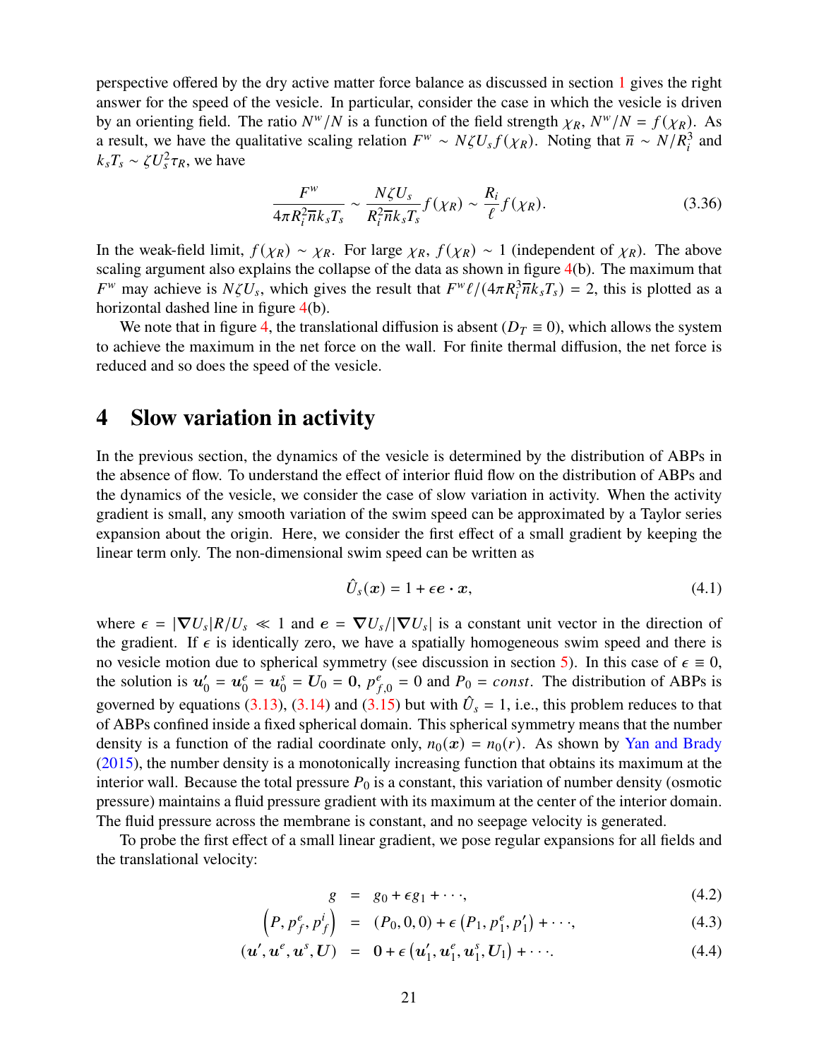perspective offered by the dry active matter force balance as discussed in section 1 gives the right answer for the speed of the vesicle. In particular, consider the case in which the vesicle is driven by an orienting field. The ratio $N^w/N$ is a function of the field strength $\chi_R$, $N^w/N = f(\chi_R)$. As a result, we have the qualitative scaling relation $F^w \sim N\zeta U_s f(\chi_R)$. Noting that $\overline{n} \sim N/R_i^3$ and $k_sT_s \sim \zeta U_s^2 \tau_R$, we have

$$\frac{F^w}{4\pi R_i^2 \overline{n} k_s T_s} \sim \frac{N\zeta U_s}{R_i^2 \overline{n} k_s T_s} f(\chi_R) \sim \frac{R_i}{\ell} f(\chi_R). \tag{3.36}$$

In the weak-field limit, $f(\chi_R) \sim \chi_R$. For large $\chi_R$, $f(\chi_R) \sim 1$ (independent of $\chi_R$). The above scaling argument also explains the collapse of the data as shown in figure 4(b). The maximum that $F^w$ may achieve is $N\zeta U_s$, which gives the result that $F^w\ell/(4\pi R_i^3 \overline{n} k_s T_s) = 2$, this is plotted as a horizontal dashed line in figure 4(b).

We note that in figure 4, the translational diffusion is absent ($D_T \equiv 0$), which allows the system to achieve the maximum in the net force on the wall. For finite thermal diffusion, the net force is reduced and so does the speed of the vesicle.

# 4 Slow variation in activity

In the previous section, the dynamics of the vesicle is determined by the distribution of ABPs in the absence of flow. To understand the effect of interior fluid flow on the distribution of ABPs and the dynamics of the vesicle, we consider the case of slow variation in activity. When the activity gradient is small, any smooth variation of the swim speed can be approximated by a Taylor series expansion about the origin. Here, we consider the first effect of a small gradient by keeping the linear term only. The non-dimensional swim speed can be written as

$$\hat{U}_s(\boldsymbol{x}) = 1 + \epsilon \boldsymbol{e} \cdot \boldsymbol{x}, \tag{4.1}$$

where $\epsilon = |\boldsymbol{\nabla} U_s| R/U_s \ll 1$ and $\boldsymbol{e} = \boldsymbol{\nabla} U_s / |\boldsymbol{\nabla} U_s|$ is a constant unit vector in the direction of the gradient. If $\epsilon$ is identically zero, we have a spatially homogeneous swim speed and there is no vesicle motion due to spherical symmetry (see discussion in section 5). In this case of $\epsilon \equiv 0$, the solution is $\boldsymbol{u}_0' = \boldsymbol{u}_0^e = \boldsymbol{u}_0^s = \boldsymbol{U}_0 = \boldsymbol{0}$, $p_{f,0}^e = 0$ and $P_0 = const$. The distribution of ABPs is governed by equations (3.13), (3.14) and (3.15) but with $\hat{U}_s = 1$, i.e., this problem reduces to that of ABPs confined inside a fixed spherical domain. This spherical symmetry means that the number density is a function of the radial coordinate only, $n_0(\boldsymbol{x}) = n_0(r)$. As shown by Yan and Brady (2015), the number density is a monotonically increasing function that obtains its maximum at the interior wall. Because the total pressure $P_0$ is a constant, this variation of number density (osmotic pressure) maintains a fluid pressure gradient with its maximum at the center of the interior domain. The fluid pressure across the membrane is constant, and no seepage velocity is generated.

To probe the first effect of a small linear gradient, we pose regular expansions for all fields and the translational velocity:

$$g = g_0 + \epsilon g_1 + \cdots, \tag{4.2}$$

$$\left(P, p_f^e, p_f^i\right) = (P_0, 0, 0) + \epsilon\left(P_1, p_1^e, p_1'\right) + \cdots, \tag{4.3}$$

$$(\boldsymbol{u}', \boldsymbol{u}^e, \boldsymbol{u}^s, \boldsymbol{U}) = \boldsymbol{0} + \epsilon\left(\boldsymbol{u}_1', \boldsymbol{u}_1^e, \boldsymbol{u}_1^s, \boldsymbol{U}_1\right) + \cdots. \tag{4.4}$$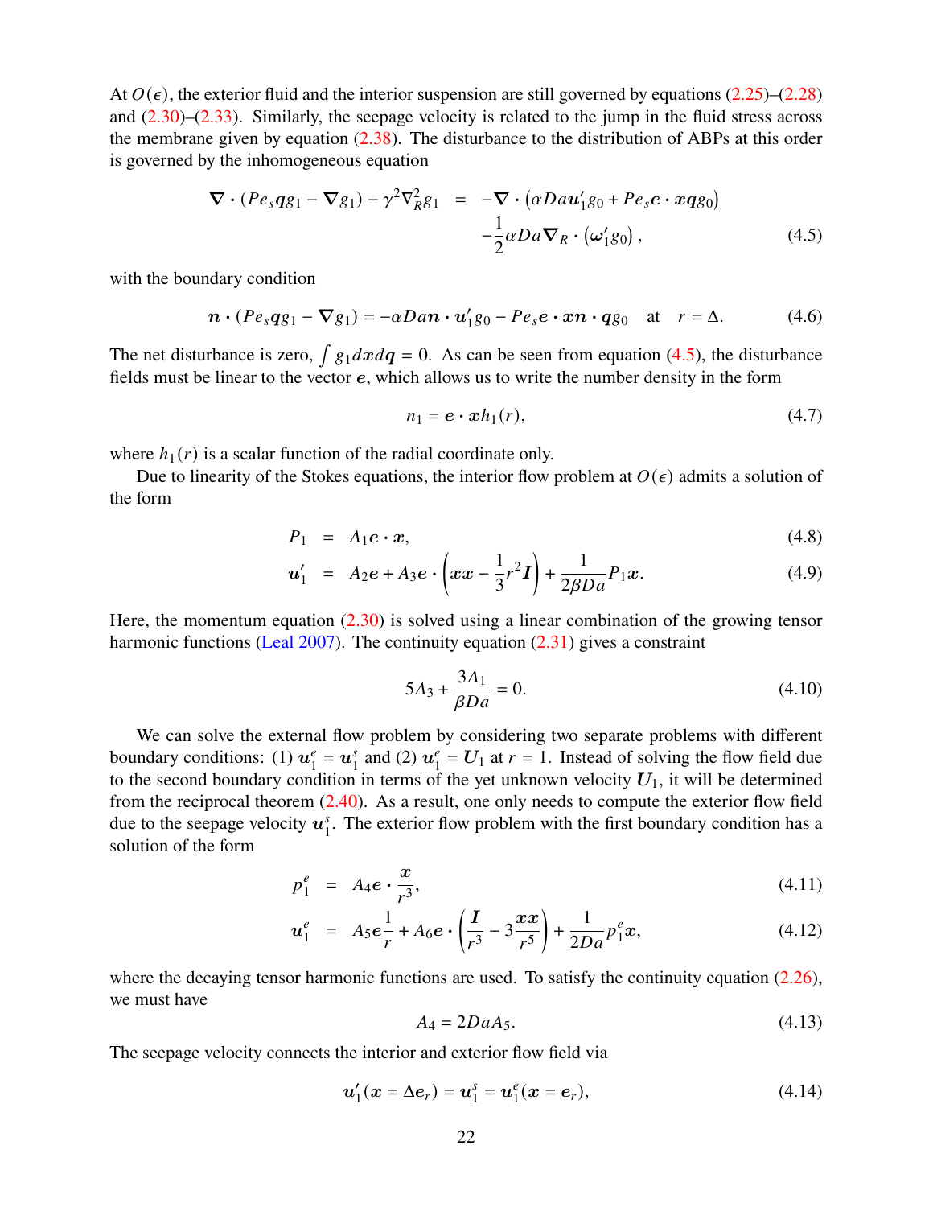At $O(\epsilon)$, the exterior fluid and the interior suspension are still governed by equations (2.25)–(2.28) and (2.30)–(2.33). Similarly, the seepage velocity is related to the jump in the fluid stress across the membrane given by equation (2.38). The disturbance to the distribution of ABPs at this order is governed by the inhomogeneous equation

$$
\begin{aligned}
\nabla \cdot \left( Pe_s \boldsymbol{q} g_1 - \nabla g_1 \right) - \gamma^2 \nabla_R^2 g_1 &= -\nabla \cdot \left( \alpha Da \boldsymbol{u}_1' g_0 + Pe_s \boldsymbol{e} \cdot \boldsymbol{x} \boldsymbol{q} g_0 \right) \\
&\quad - \frac{1}{2} \alpha Da \nabla_R \cdot \left( \boldsymbol{\omega}_1' g_0 \right), \qquad (4.5)
\end{aligned}
$$

with the boundary condition

$$
\boldsymbol{n} \cdot \left( Pe_s \boldsymbol{q} g_1 - \nabla g_1 \right) = -\alpha Da \boldsymbol{n} \cdot \boldsymbol{u}_1' g_0 - Pe_s \boldsymbol{e} \cdot \boldsymbol{x} \boldsymbol{n} \cdot \boldsymbol{q} g_0 \quad \text{at} \quad r = \Delta. \qquad (4.6)
$$

The net disturbance is zero, $\int g_1 d\boldsymbol{x} d\boldsymbol{q} = 0$. As can be seen from equation (4.5), the disturbance fields must be linear to the vector $\boldsymbol{e}$, which allows us to write the number density in the form

$$
n_1 = \boldsymbol{e} \cdot \boldsymbol{x} h_1(r), \qquad (4.7)
$$

where $h_1(r)$ is a scalar function of the radial coordinate only.

Due to linearity of the Stokes equations, the interior flow problem at $O(\epsilon)$ admits a solution of the form

$$
P_1 = A_1 \boldsymbol{e} \cdot \boldsymbol{x}, \qquad (4.8)
$$

$$
\boldsymbol{u}_1' = A_2 \boldsymbol{e} + A_3 \boldsymbol{e} \cdot \left( \boldsymbol{x}\boldsymbol{x} - \frac{1}{3} r^2 \boldsymbol{I} \right) + \frac{1}{2\beta Da} P_1 \boldsymbol{x}. \qquad (4.9)
$$

Here, the momentum equation (2.30) is solved using a linear combination of the growing tensor harmonic functions (Leal 2007). The continuity equation (2.31) gives a constraint

$$
5A_3 + \frac{3A_1}{\beta Da} = 0. \qquad (4.10)
$$

We can solve the external flow problem by considering two separate problems with different boundary conditions: (1) $\boldsymbol{u}_1^e = \boldsymbol{u}_1^s$ and (2) $\boldsymbol{u}_1^e = \boldsymbol{U}_1$ at $r = 1$. Instead of solving the flow field due to the second boundary condition in terms of the yet unknown velocity $\boldsymbol{U}_1$, it will be determined from the reciprocal theorem (2.40). As a result, one only needs to compute the exterior flow field due to the seepage velocity $\boldsymbol{u}_1^s$. The exterior flow problem with the first boundary condition has a solution of the form

$$
p_1^e = A_4 \boldsymbol{e} \cdot \frac{\boldsymbol{x}}{r^3}, \qquad (4.11)
$$

$$
\boldsymbol{u}_1^e = A_5 \boldsymbol{e} \frac{1}{r} + A_6 \boldsymbol{e} \cdot \left( \frac{\boldsymbol{I}}{r^3} - 3 \frac{\boldsymbol{x}\boldsymbol{x}}{r^5} \right) + \frac{1}{2Da} p_1^e \boldsymbol{x}, \qquad (4.12)
$$

where the decaying tensor harmonic functions are used. To satisfy the continuity equation (2.26), we must have

$$
A_4 = 2Da A_5. \qquad (4.13)
$$

The seepage velocity connects the interior and exterior flow field via

$$
\boldsymbol{u}_1'(\boldsymbol{x} = \Delta \boldsymbol{e}_r) = \boldsymbol{u}_1^s = \boldsymbol{u}_1^e(\boldsymbol{x} = \boldsymbol{e}_r), \qquad (4.14)
$$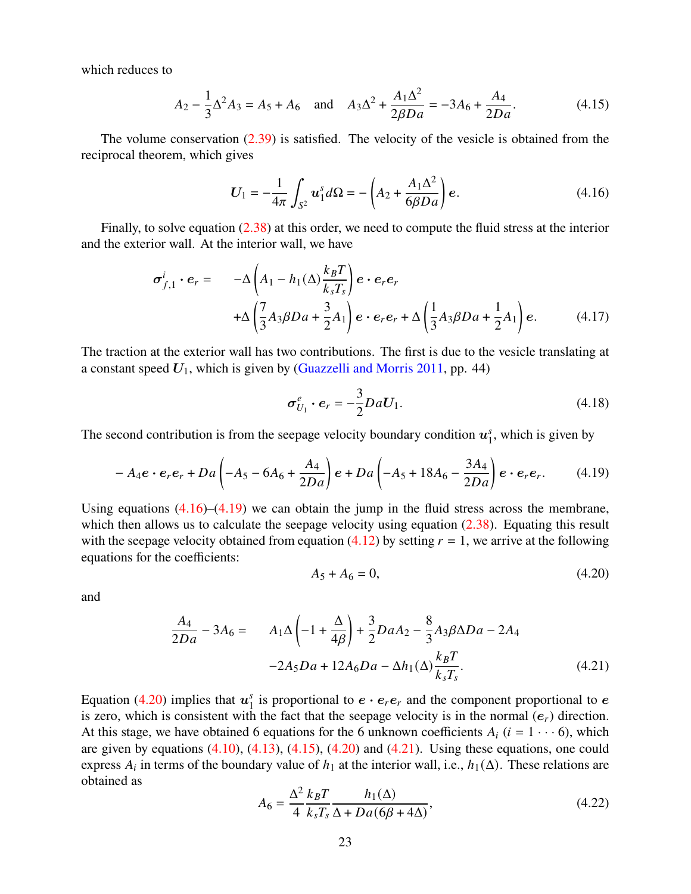which reduces to

$$
A_2 - \frac{1}{3}\Delta^2 A_3 = A_5 + A_6 \quad \text{and} \quad A_3\Delta^2 + \frac{A_1\Delta^2}{2\beta Da} = -3A_6 + \frac{A_4}{2Da}. \tag{4.15}
$$

The volume conservation (2.39) is satisfied. The velocity of the vesicle is obtained from the reciprocal theorem, which gives

$$
\boldsymbol{U}_1 = -\frac{1}{4\pi}\int_{S^2} \boldsymbol{u}_1^s d\Omega = -\left(A_2 + \frac{A_1\Delta^2}{6\beta Da}\right)\boldsymbol{e}. \tag{4.16}
$$

Finally, to solve equation (2.38) at this order, we need to compute the fluid stress at the interior and the exterior wall. At the interior wall, we have

$$
\begin{aligned}
\boldsymbol{\sigma}^i_{f,1}\cdot\boldsymbol{e}_r = \quad & -\Delta\left(A_1 - h_1(\Delta)\frac{k_BT}{k_sT_s}\right)\boldsymbol{e}\cdot\boldsymbol{e}_r\boldsymbol{e}_r \\
& +\Delta\left(\frac{7}{3}A_3\beta Da + \frac{3}{2}A_1\right)\boldsymbol{e}\cdot\boldsymbol{e}_r\boldsymbol{e}_r + \Delta\left(\frac{1}{3}A_3\beta Da + \frac{1}{2}A_1\right)\boldsymbol{e}.
\end{aligned} \tag{4.17}
$$

The traction at the exterior wall has two contributions. The first is due to the vesicle translating at a constant speed $\boldsymbol{U}_1$, which is given by (Guazzelli and Morris 2011, pp. 44)

$$
\boldsymbol{\sigma}^e_{U_1}\cdot\boldsymbol{e}_r = -\frac{3}{2}Da\boldsymbol{U}_1. \tag{4.18}
$$

The second contribution is from the seepage velocity boundary condition $\boldsymbol{u}_1^s$, which is given by

$$
-A_4\boldsymbol{e}\cdot\boldsymbol{e}_r\boldsymbol{e}_r + Da\left(-A_5 - 6A_6 + \frac{A_4}{2Da}\right)\boldsymbol{e} + Da\left(-A_5 + 18A_6 - \frac{3A_4}{2Da}\right)\boldsymbol{e}\cdot\boldsymbol{e}_r\boldsymbol{e}_r. \tag{4.19}
$$

Using equations (4.16)–(4.19) we can obtain the jump in the fluid stress across the membrane, which then allows us to calculate the seepage velocity using equation (2.38). Equating this result with the seepage velocity obtained from equation (4.12) by setting $r = 1$, we arrive at the following equations for the coefficients:

$$
A_5 + A_6 = 0, \tag{4.20}
$$

and

$$
\begin{aligned}
\frac{A_4}{2Da} - 3A_6 = \quad & A_1\Delta\left(-1 + \frac{\Delta}{4\beta}\right) + \frac{3}{2}DaA_2 - \frac{8}{3}A_3\beta\Delta Da - 2A_4 \\
& -2A_5Da + 12A_6Da - \Delta h_1(\Delta)\frac{k_BT}{k_sT_s}.
\end{aligned} \tag{4.21}
$$

Equation (4.20) implies that $\boldsymbol{u}_1^s$ is proportional to $\boldsymbol{e}\cdot\boldsymbol{e}_r\boldsymbol{e}_r$ and the component proportional to $\boldsymbol{e}$ is zero, which is consistent with the fact that the seepage velocity is in the normal ($\boldsymbol{e}_r$) direction. At this stage, we have obtained 6 equations for the 6 unknown coefficients $A_i$ ($i = 1\cdots6$), which are given by equations (4.10), (4.13), (4.15), (4.20) and (4.21). Using these equations, one could express $A_i$ in terms of the boundary value of $h_1$ at the interior wall, i.e., $h_1(\Delta)$. These relations are obtained as

$$
A_6 = \frac{\Delta^2}{4}\frac{k_BT}{k_sT_s}\frac{h_1(\Delta)}{\Delta + Da(6\beta + 4\Delta)}, \tag{4.22}
$$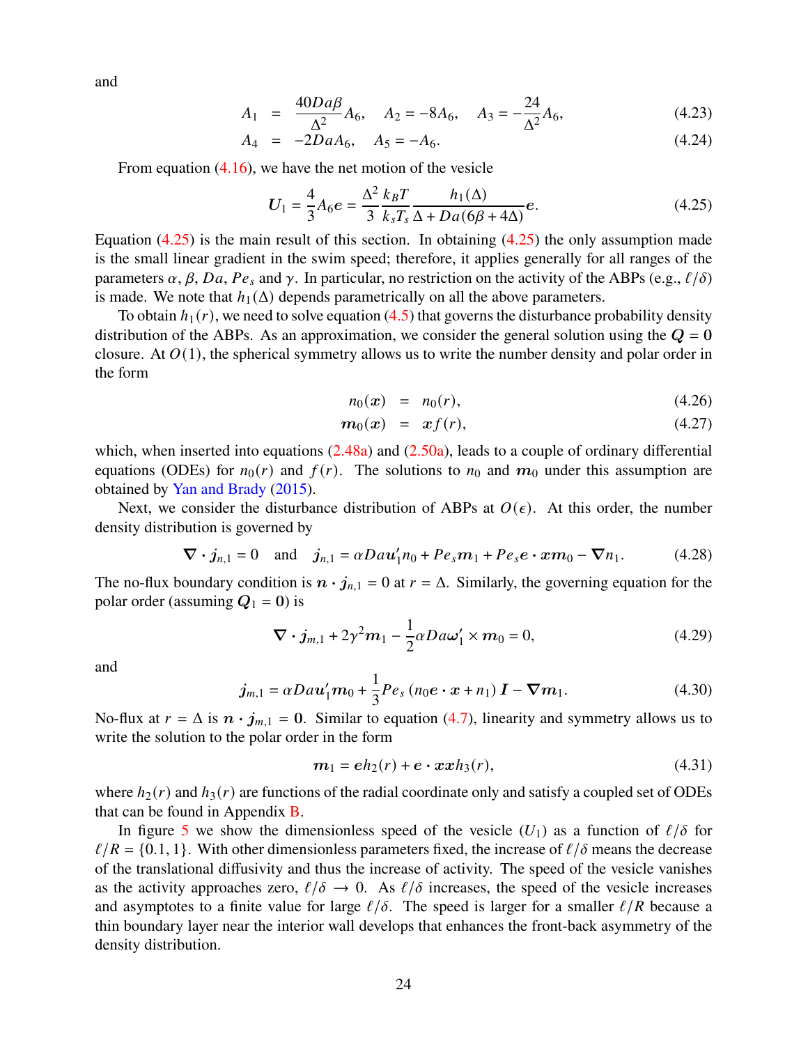and

$$A_1 = \frac{40Da\beta}{\Delta^2}A_6, \quad A_2 = -8A_6, \quad A_3 = -\frac{24}{\Delta^2}A_6, \tag{4.23}$$

$$A_4 = -2DaA_6, \quad A_5 = -A_6. \tag{4.24}$$

From equation (4.16), we have the net motion of the vesicle

$$\boldsymbol{U}_1 = \frac{4}{3}A_6\boldsymbol{e} = \frac{\Delta^2}{3}\frac{k_BT}{k_sT_s}\frac{h_1(\Delta)}{\Delta + Da(6\beta + 4\Delta)}\boldsymbol{e}. \tag{4.25}$$

Equation (4.25) is the main result of this section. In obtaining (4.25) the only assumption made is the small linear gradient in the swim speed; therefore, it applies generally for all ranges of the parameters $\alpha$, $\beta$, $Da$, $Pe_s$ and $\gamma$. In particular, no restriction on the activity of the ABPs (e.g., $\ell/\delta$) is made. We note that $h_1(\Delta)$ depends parametrically on all the above parameters.

To obtain $h_1(r)$, we need to solve equation (4.5) that governs the disturbance probability density distribution of the ABPs. As an approximation, we consider the general solution using the $\boldsymbol{Q} = \boldsymbol{0}$ closure. At $O(1)$, the spherical symmetry allows us to write the number density and polar order in the form

$$n_0(\boldsymbol{x}) = n_0(r), \tag{4.26}$$

$$\boldsymbol{m}_0(\boldsymbol{x}) = \boldsymbol{x}f(r), \tag{4.27}$$

which, when inserted into equations (2.48a) and (2.50a), leads to a couple of ordinary differential equations (ODEs) for $n_0(r)$ and $f(r)$. The solutions to $n_0$ and $\boldsymbol{m}_0$ under this assumption are obtained by Yan and Brady (2015).

Next, we consider the disturbance distribution of ABPs at $O(\epsilon)$. At this order, the number density distribution is governed by

$$\nabla \cdot \boldsymbol{j}_{n,1} = 0 \quad \text{and} \quad \boldsymbol{j}_{n,1} = \alpha Da\boldsymbol{u}_1' n_0 + Pe_s\boldsymbol{m}_1 + Pe_s\boldsymbol{e}\cdot\boldsymbol{x}\boldsymbol{m}_0 - \nabla n_1. \tag{4.28}$$

The no-flux boundary condition is $\boldsymbol{n}\cdot\boldsymbol{j}_{n,1} = 0$ at $r = \Delta$. Similarly, the governing equation for the polar order (assuming $\boldsymbol{Q}_1 = \boldsymbol{0}$) is

$$\nabla \cdot \boldsymbol{j}_{m,1} + 2\gamma^2\boldsymbol{m}_1 - \frac{1}{2}\alpha Da\boldsymbol{\omega}_1' \times \boldsymbol{m}_0 = 0, \tag{4.29}$$

and

$$\boldsymbol{j}_{m,1} = \alpha Da\boldsymbol{u}_1'\boldsymbol{m}_0 + \frac{1}{3}Pe_s\left(n_0\boldsymbol{e}\cdot\boldsymbol{x} + n_1\right)\boldsymbol{I} - \nabla\boldsymbol{m}_1. \tag{4.30}$$

No-flux at $r = \Delta$ is $\boldsymbol{n}\cdot\boldsymbol{j}_{m,1} = \boldsymbol{0}$. Similar to equation (4.7), linearity and symmetry allows us to write the solution to the polar order in the form

$$\boldsymbol{m}_1 = \boldsymbol{e}h_2(r) + \boldsymbol{e}\cdot\boldsymbol{x}\boldsymbol{x}h_3(r), \tag{4.31}$$

where $h_2(r)$ and $h_3(r)$ are functions of the radial coordinate only and satisfy a coupled set of ODEs that can be found in Appendix B.

In figure 5 we show the dimensionless speed of the vesicle ($U_1$) as a function of $\ell/\delta$ for $\ell/R = \{0.1, 1\}$. With other dimensionless parameters fixed, the increase of $\ell/\delta$ means the decrease of the translational diffusivity and thus the increase of activity. The speed of the vesicle vanishes as the activity approaches zero, $\ell/\delta \to 0$. As $\ell/\delta$ increases, the speed of the vesicle increases and asymptotes to a finite value for large $\ell/\delta$. The speed is larger for a smaller $\ell/R$ because a thin boundary layer near the interior wall develops that enhances the front-back asymmetry of the density distribution.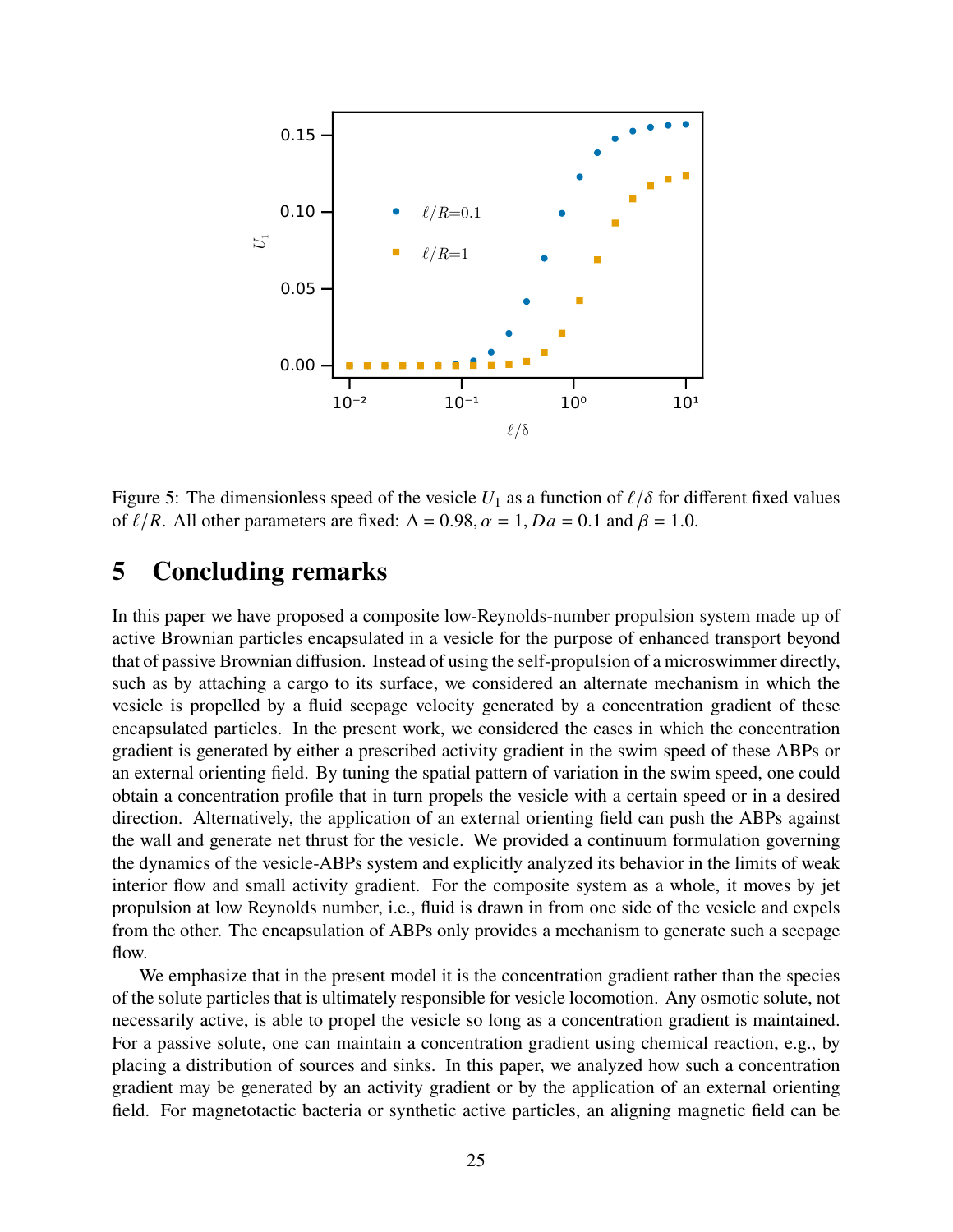Figure 5: The dimensionless speed of the vesicle $U_1$ as a function of $\ell/\delta$ for different fixed values of $\ell/R$. All other parameters are fixed: $\Delta = 0.98, \alpha = 1, Da = 0.1$ and $\beta = 1.0$.

# 5 Concluding remarks

In this paper we have proposed a composite low-Reynolds-number propulsion system made up of active Brownian particles encapsulated in a vesicle for the purpose of enhanced transport beyond that of passive Brownian diffusion. Instead of using the self-propulsion of a microswimmer directly, such as by attaching a cargo to its surface, we considered an alternate mechanism in which the vesicle is propelled by a fluid seepage velocity generated by a concentration gradient of these encapsulated particles. In the present work, we considered the cases in which the concentration gradient is generated by either a prescribed activity gradient in the swim speed of these ABPs or an external orienting field. By tuning the spatial pattern of variation in the swim speed, one could obtain a concentration profile that in turn propels the vesicle with a certain speed or in a desired direction. Alternatively, the application of an external orienting field can push the ABPs against the wall and generate net thrust for the vesicle. We provided a continuum formulation governing the dynamics of the vesicle-ABPs system and explicitly analyzed its behavior in the limits of weak interior flow and small activity gradient. For the composite system as a whole, it moves by jet propulsion at low Reynolds number, i.e., fluid is drawn in from one side of the vesicle and expels from the other. The encapsulation of ABPs only provides a mechanism to generate such a seepage flow.

We emphasize that in the present model it is the concentration gradient rather than the species of the solute particles that is ultimately responsible for vesicle locomotion. Any osmotic solute, not necessarily active, is able to propel the vesicle so long as a concentration gradient is maintained. For a passive solute, one can maintain a concentration gradient using chemical reaction, e.g., by placing a distribution of sources and sinks. In this paper, we analyzed how such a concentration gradient may be generated by an activity gradient or by the application of an external orienting field. For magnetotactic bacteria or synthetic active particles, an aligning magnetic field can be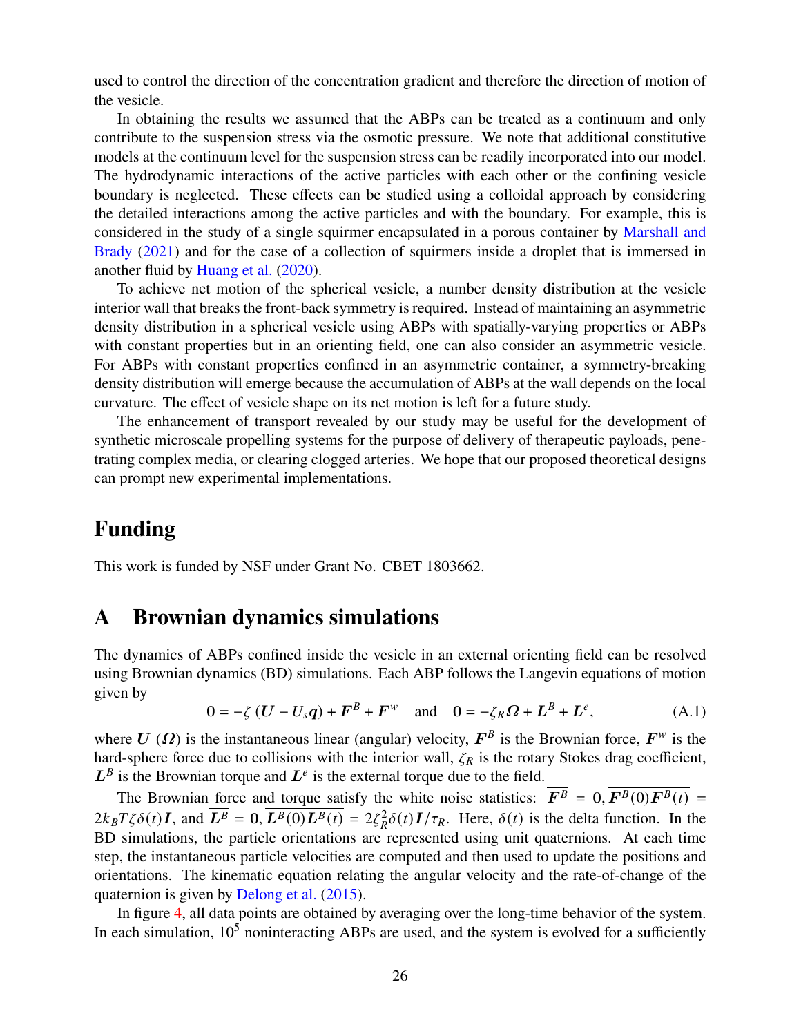used to control the direction of the concentration gradient and therefore the direction of motion of the vesicle.

In obtaining the results we assumed that the ABPs can be treated as a continuum and only contribute to the suspension stress via the osmotic pressure. We note that additional constitutive models at the continuum level for the suspension stress can be readily incorporated into our model. The hydrodynamic interactions of the active particles with each other or the confining vesicle boundary is neglected. These effects can be studied using a colloidal approach by considering the detailed interactions among the active particles and with the boundary. For example, this is considered in the study of a single squirmer encapsulated in a porous container by Marshall and Brady (2021) and for the case of a collection of squirmers inside a droplet that is immersed in another fluid by Huang et al. (2020).

To achieve net motion of the spherical vesicle, a number density distribution at the vesicle interior wall that breaks the front-back symmetry is required. Instead of maintaining an asymmetric density distribution in a spherical vesicle using ABPs with spatially-varying properties or ABPs with constant properties but in an orienting field, one can also consider an asymmetric vesicle. For ABPs with constant properties confined in an asymmetric container, a symmetry-breaking density distribution will emerge because the accumulation of ABPs at the wall depends on the local curvature. The effect of vesicle shape on its net motion is left for a future study.

The enhancement of transport revealed by our study may be useful for the development of synthetic microscale propelling systems for the purpose of delivery of therapeutic payloads, penetrating complex media, or clearing clogged arteries. We hope that our proposed theoretical designs can prompt new experimental implementations.

## Funding

This work is funded by NSF under Grant No. CBET 1803662.

## A Brownian dynamics simulations

The dynamics of ABPs confined inside the vesicle in an external orienting field can be resolved using Brownian dynamics (BD) simulations. Each ABP follows the Langevin equations of motion given by

$$\mathbf{0} = -\zeta\left(\boldsymbol{U} - U_s\boldsymbol{q}\right) + \boldsymbol{F}^B + \boldsymbol{F}^w \quad \text{and} \quad \mathbf{0} = -\zeta_R\boldsymbol{\Omega} + \boldsymbol{L}^B + \boldsymbol{L}^e, \tag{A.1}$$

where $\boldsymbol{U}$ ($\boldsymbol{\Omega}$) is the instantaneous linear (angular) velocity, $\boldsymbol{F}^B$ is the Brownian force, $\boldsymbol{F}^w$ is the hard-sphere force due to collisions with the interior wall, $\zeta_R$ is the rotary Stokes drag coefficient, $\boldsymbol{L}^B$ is the Brownian torque and $\boldsymbol{L}^e$ is the external torque due to the field.

The Brownian force and torque satisfy the white noise statistics: $\overline{\boldsymbol{F}^B} = \mathbf{0}, \overline{\boldsymbol{F}^B(0)\boldsymbol{F}^B(t)} = 2k_BT\zeta\delta(t)\boldsymbol{I}$, and $\overline{\boldsymbol{L}^B} = \mathbf{0}, \overline{\boldsymbol{L}^B(0)\boldsymbol{L}^B(t)} = 2\zeta_R^2\delta(t)\boldsymbol{I}/\tau_R$. Here, $\delta(t)$ is the delta function. In the BD simulations, the particle orientations are represented using unit quaternions. At each time step, the instantaneous particle velocities are computed and then used to update the positions and orientations. The kinematic equation relating the angular velocity and the rate-of-change of the quaternion is given by Delong et al. (2015).

In figure 4, all data points are obtained by averaging over the long-time behavior of the system. In each simulation, $10^5$ noninteracting ABPs are used, and the system is evolved for a sufficiently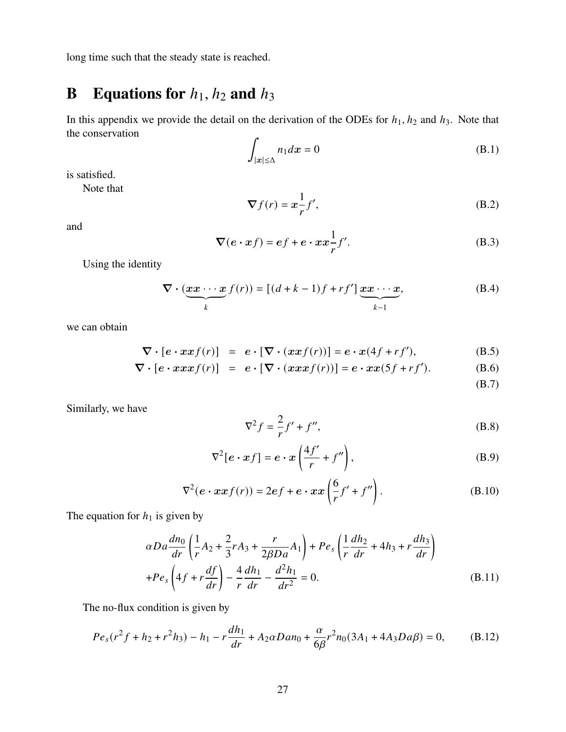long time such that the steady state is reached.

# B Equations for $h_1$, $h_2$ and $h_3$

In this appendix we provide the detail on the derivation of the ODEs for $h_1$, $h_2$ and $h_3$. Note that the conservation

$$\int_{|\boldsymbol{x}|\le\Delta} n_1 d\boldsymbol{x} = 0 \tag{B.1}$$

is satisfied.

Note that

$$\boldsymbol{\nabla} f(r) = \boldsymbol{x}\frac{1}{r}f', \tag{B.2}$$

and

$$\boldsymbol{\nabla}(\boldsymbol{e}\cdot\boldsymbol{x}f) = \boldsymbol{e}f + \boldsymbol{e}\cdot\boldsymbol{x}\boldsymbol{x}\frac{1}{r}f'. \tag{B.3}$$

Using the identity

$$\boldsymbol{\nabla}\cdot(\underbrace{\boldsymbol{x}\boldsymbol{x}\cdots\boldsymbol{x}}_{k}f(r)) = [(d+k-1)f + rf']\underbrace{\boldsymbol{x}\boldsymbol{x}\cdots\boldsymbol{x}}_{k-1}, \tag{B.4}$$

we can obtain

$$\boldsymbol{\nabla}\cdot[\boldsymbol{e}\cdot\boldsymbol{x}\boldsymbol{x}f(r)] = \boldsymbol{e}\cdot[\boldsymbol{\nabla}\cdot(\boldsymbol{x}\boldsymbol{x}f(r))] = \boldsymbol{e}\cdot\boldsymbol{x}(4f+rf'), \tag{B.5}$$

$$\boldsymbol{\nabla}\cdot[\boldsymbol{e}\cdot\boldsymbol{x}\boldsymbol{x}\boldsymbol{x}f(r)] = \boldsymbol{e}\cdot[\boldsymbol{\nabla}\cdot(\boldsymbol{x}\boldsymbol{x}\boldsymbol{x}f(r))] = \boldsymbol{e}\cdot\boldsymbol{x}\boldsymbol{x}(5f+rf'). \tag{B.6}$$

$$\tag{B.7}$$

Similarly, we have

$$\nabla^2 f = \frac{2}{r}f' + f'', \tag{B.8}$$

$$\nabla^2[\boldsymbol{e}\cdot\boldsymbol{x}f] = \boldsymbol{e}\cdot\boldsymbol{x}\left(\frac{4f'}{r} + f''\right), \tag{B.9}$$

$$\nabla^2(\boldsymbol{e}\cdot\boldsymbol{x}\boldsymbol{x}f(r)) = 2\boldsymbol{e}f + \boldsymbol{e}\cdot\boldsymbol{x}\boldsymbol{x}\left(\frac{6}{r}f' + f''\right). \tag{B.10}$$

The equation for $h_1$ is given by

$$\begin{aligned}&\alpha Da\frac{dn_0}{dr}\left(\frac{1}{r}A_2 + \frac{2}{3}rA_3 + \frac{r}{2\beta Da}A_1\right) + Pe_s\left(\frac{1}{r}\frac{dh_2}{dr} + 4h_3 + r\frac{dh_3}{dr}\right)\\ &+Pe_s\left(4f + r\frac{df}{dr}\right) - \frac{4}{r}\frac{dh_1}{dr} - \frac{d^2h_1}{dr^2} = 0.\end{aligned} \tag{B.11}$$

The no-flux condition is given by

$$Pe_s(r^2f + h_2 + r^2h_3) - h_1 - r\frac{dh_1}{dr} + A_2\alpha Da n_0 + \frac{\alpha}{6\beta}r^2 n_0(3A_1 + 4A_3 Da\beta) = 0, \tag{B.12}$$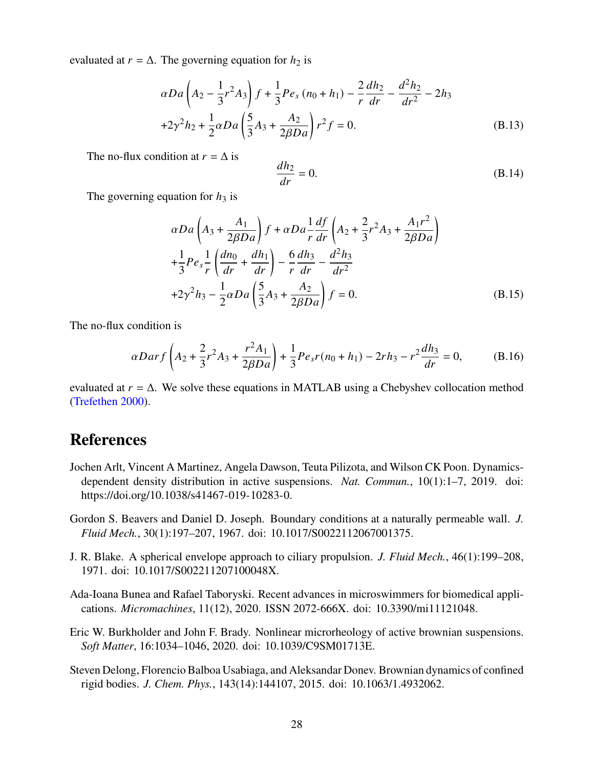evaluated at $r = \Delta$. The governing equation for $h_2$ is

$$\alpha Da \left( A_2 - \frac{1}{3} r^2 A_3 \right) f + \frac{1}{3} Pe_s \left( n_0 + h_1 \right) - \frac{2}{r} \frac{dh_2}{dr} - \frac{d^2 h_2}{dr^2} - 2h_3$$
$$+ 2\gamma^2 h_2 + \frac{1}{2} \alpha Da \left( \frac{5}{3} A_3 + \frac{A_2}{2\beta Da} \right) r^2 f = 0. \tag{B.13}$$

The no-flux condition at $r = \Delta$ is

$$\frac{dh_2}{dr} = 0. \tag{B.14}$$

The governing equation for $h_3$ is

$$\alpha Da \left( A_3 + \frac{A_1}{2\beta Da} \right) f + \alpha Da \frac{1}{r} \frac{df}{dr} \left( A_2 + \frac{2}{3} r^2 A_3 + \frac{A_1 r^2}{2\beta Da} \right)$$
$$+ \frac{1}{3} Pe_s \frac{1}{r} \left( \frac{dn_0}{dr} + \frac{dh_1}{dr} \right) - \frac{6}{r} \frac{dh_3}{dr} - \frac{d^2 h_3}{dr^2}$$
$$+ 2\gamma^2 h_3 - \frac{1}{2} \alpha Da \left( \frac{5}{3} A_3 + \frac{A_2}{2\beta Da} \right) f = 0. \tag{B.15}$$

The no-flux condition is

$$\alpha Da r f \left( A_2 + \frac{2}{3} r^2 A_3 + \frac{r^2 A_1}{2\beta Da} \right) + \frac{1}{3} Pe_s r (n_0 + h_1) - 2 r h_3 - r^2 \frac{dh_3}{dr} = 0, \tag{B.16}$$

evaluated at $r = \Delta$. We solve these equations in MATLAB using a Chebyshev collocation method (Trefethen 2000).

# References

Jochen Arlt, Vincent A Martinez, Angela Dawson, Teuta Pilizota, and Wilson CK Poon. Dynamics-dependent density distribution in active suspensions. *Nat. Commun.*, 10(1):1–7, 2019. doi: https://doi.org/10.1038/s41467-019-10283-0.

Gordon S. Beavers and Daniel D. Joseph. Boundary conditions at a naturally permeable wall. *J. Fluid Mech.*, 30(1):197–207, 1967. doi: 10.1017/S0022112067001375.

J. R. Blake. A spherical envelope approach to ciliary propulsion. *J. Fluid Mech.*, 46(1):199–208, 1971. doi: 10.1017/S002211207100048X.

Ada-Ioana Bunea and Rafael Taboryski. Recent advances in microswimmers for biomedical applications. *Micromachines*, 11(12), 2020. ISSN 2072-666X. doi: 10.3390/mi11121048.

Eric W. Burkholder and John F. Brady. Nonlinear microrheology of active brownian suspensions. *Soft Matter*, 16:1034–1046, 2020. doi: 10.1039/C9SM01713E.

Steven Delong, Florencio Balboa Usabiaga, and Aleksandar Donev. Brownian dynamics of confined rigid bodies. *J. Chem. Phys.*, 143(14):144107, 2015. doi: 10.1063/1.4932062.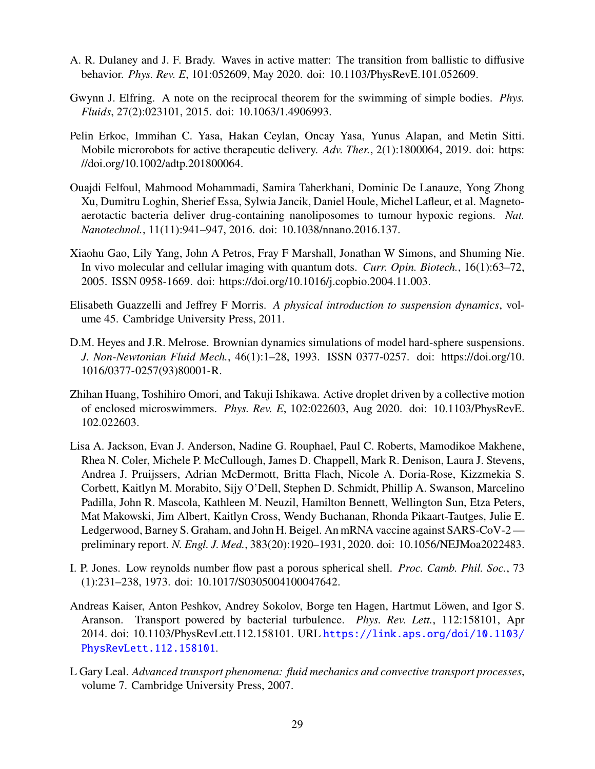A. R. Dulaney and J. F. Brady. Waves in active matter: The transition from ballistic to diffusive behavior. *Phys. Rev. E*, 101:052609, May 2020. doi: 10.1103/PhysRevE.101.052609.

Gwynn J. Elfring. A note on the reciprocal theorem for the swimming of simple bodies. *Phys. Fluids*, 27(2):023101, 2015. doi: 10.1063/1.4906993.

Pelin Erkoc, Immihan C. Yasa, Hakan Ceylan, Oncay Yasa, Yunus Alapan, and Metin Sitti. Mobile microrobots for active therapeutic delivery. *Adv. Ther.*, 2(1):1800064, 2019. doi: https://doi.org/10.1002/adtp.201800064.

Ouajdi Felfoul, Mahmood Mohammadi, Samira Taherkhani, Dominic De Lanauze, Yong Zhong Xu, Dumitru Loghin, Sherief Essa, Sylwia Jancik, Daniel Houle, Michel Lafleur, et al. Magneto-aerotactic bacteria deliver drug-containing nanoliposomes to tumour hypoxic regions. *Nat. Nanotechnol.*, 11(11):941–947, 2016. doi: 10.1038/nnano.2016.137.

Xiaohu Gao, Lily Yang, John A Petros, Fray F Marshall, Jonathan W Simons, and Shuming Nie. In vivo molecular and cellular imaging with quantum dots. *Curr. Opin. Biotech.*, 16(1):63–72, 2005. ISSN 0958-1669. doi: https://doi.org/10.1016/j.copbio.2004.11.003.

Elisabeth Guazzelli and Jeffrey F Morris. *A physical introduction to suspension dynamics*, volume 45. Cambridge University Press, 2011.

D.M. Heyes and J.R. Melrose. Brownian dynamics simulations of model hard-sphere suspensions. *J. Non-Newtonian Fluid Mech.*, 46(1):1–28, 1993. ISSN 0377-0257. doi: https://doi.org/10.1016/0377-0257(93)80001-R.

Zhihan Huang, Toshihiro Omori, and Takuji Ishikawa. Active droplet driven by a collective motion of enclosed microswimmers. *Phys. Rev. E*, 102:022603, Aug 2020. doi: 10.1103/PhysRevE.102.022603.

Lisa A. Jackson, Evan J. Anderson, Nadine G. Rouphael, Paul C. Roberts, Mamodikoe Makhene, Rhea N. Coler, Michele P. McCullough, James D. Chappell, Mark R. Denison, Laura J. Stevens, Andrea J. Pruijssers, Adrian McDermott, Britta Flach, Nicole A. Doria-Rose, Kizzmekia S. Corbett, Kaitlyn M. Morabito, Sijy O'Dell, Stephen D. Schmidt, Phillip A. Swanson, Marcelino Padilla, John R. Mascola, Kathleen M. Neuzil, Hamilton Bennett, Wellington Sun, Etza Peters, Mat Makowski, Jim Albert, Kaitlyn Cross, Wendy Buchanan, Rhonda Pikaart-Tautges, Julie E. Ledgerwood, Barney S. Graham, and John H. Beigel. An mRNA vaccine against SARS-CoV-2 — preliminary report. *N. Engl. J. Med.*, 383(20):1920–1931, 2020. doi: 10.1056/NEJMoa2022483.

I. P. Jones. Low reynolds number flow past a porous spherical shell. *Proc. Camb. Phil. Soc.*, 73 (1):231–238, 1973. doi: 10.1017/S0305004100047642.

Andreas Kaiser, Anton Peshkov, Andrey Sokolov, Borge ten Hagen, Hartmut Löwen, and Igor S. Aranson. Transport powered by bacterial turbulence. *Phys. Rev. Lett.*, 112:158101, Apr 2014. doi: 10.1103/PhysRevLett.112.158101. URL https://link.aps.org/doi/10.1103/PhysRevLett.112.158101.

L Gary Leal. *Advanced transport phenomena: fluid mechanics and convective transport processes*, volume 7. Cambridge University Press, 2007.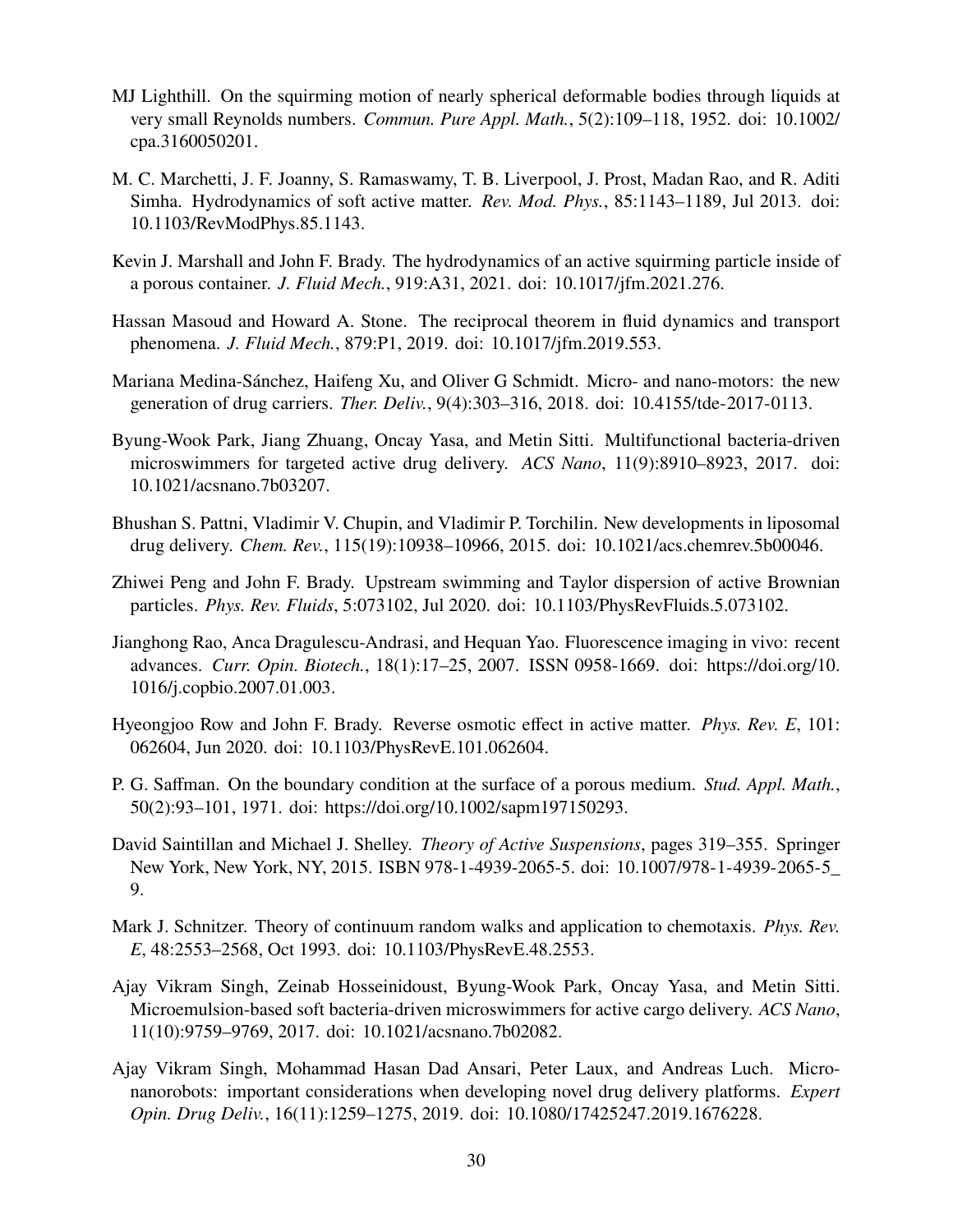MJ Lighthill. On the squirming motion of nearly spherical deformable bodies through liquids at very small Reynolds numbers. *Commun. Pure Appl. Math.*, 5(2):109–118, 1952. doi: 10.1002/cpa.3160050201.

M. C. Marchetti, J. F. Joanny, S. Ramaswamy, T. B. Liverpool, J. Prost, Madan Rao, and R. Aditi Simha. Hydrodynamics of soft active matter. *Rev. Mod. Phys.*, 85:1143–1189, Jul 2013. doi: 10.1103/RevModPhys.85.1143.

Kevin J. Marshall and John F. Brady. The hydrodynamics of an active squirming particle inside of a porous container. *J. Fluid Mech.*, 919:A31, 2021. doi: 10.1017/jfm.2021.276.

Hassan Masoud and Howard A. Stone. The reciprocal theorem in fluid dynamics and transport phenomena. *J. Fluid Mech.*, 879:P1, 2019. doi: 10.1017/jfm.2019.553.

Mariana Medina-Sánchez, Haifeng Xu, and Oliver G Schmidt. Micro- and nano-motors: the new generation of drug carriers. *Ther. Deliv.*, 9(4):303–316, 2018. doi: 10.4155/tde-2017-0113.

Byung-Wook Park, Jiang Zhuang, Oncay Yasa, and Metin Sitti. Multifunctional bacteria-driven microswimmers for targeted active drug delivery. *ACS Nano*, 11(9):8910–8923, 2017. doi: 10.1021/acsnano.7b03207.

Bhushan S. Pattni, Vladimir V. Chupin, and Vladimir P. Torchilin. New developments in liposomal drug delivery. *Chem. Rev.*, 115(19):10938–10966, 2015. doi: 10.1021/acs.chemrev.5b00046.

Zhiwei Peng and John F. Brady. Upstream swimming and Taylor dispersion of active Brownian particles. *Phys. Rev. Fluids*, 5:073102, Jul 2020. doi: 10.1103/PhysRevFluids.5.073102.

Jianghong Rao, Anca Dragulescu-Andrasi, and Hequan Yao. Fluorescence imaging in vivo: recent advances. *Curr. Opin. Biotech.*, 18(1):17–25, 2007. ISSN 0958-1669. doi: https://doi.org/10.1016/j.copbio.2007.01.003.

Hyeongjoo Row and John F. Brady. Reverse osmotic effect in active matter. *Phys. Rev. E*, 101: 062604, Jun 2020. doi: 10.1103/PhysRevE.101.062604.

P. G. Saffman. On the boundary condition at the surface of a porous medium. *Stud. Appl. Math.*, 50(2):93–101, 1971. doi: https://doi.org/10.1002/sapm197150293.

David Saintillan and Michael J. Shelley. *Theory of Active Suspensions*, pages 319–355. Springer New York, New York, NY, 2015. ISBN 978-1-4939-2065-5. doi: 10.1007/978-1-4939-2065-5_9.

Mark J. Schnitzer. Theory of continuum random walks and application to chemotaxis. *Phys. Rev. E*, 48:2553–2568, Oct 1993. doi: 10.1103/PhysRevE.48.2553.

Ajay Vikram Singh, Zeinab Hosseinidoust, Byung-Wook Park, Oncay Yasa, and Metin Sitti. Microemulsion-based soft bacteria-driven microswimmers for active cargo delivery. *ACS Nano*, 11(10):9759–9769, 2017. doi: 10.1021/acsnano.7b02082.

Ajay Vikram Singh, Mohammad Hasan Dad Ansari, Peter Laux, and Andreas Luch. Micro-nanorobots: important considerations when developing novel drug delivery platforms. *Expert Opin. Drug Deliv.*, 16(11):1259–1275, 2019. doi: 10.1080/17425247.2019.1676228.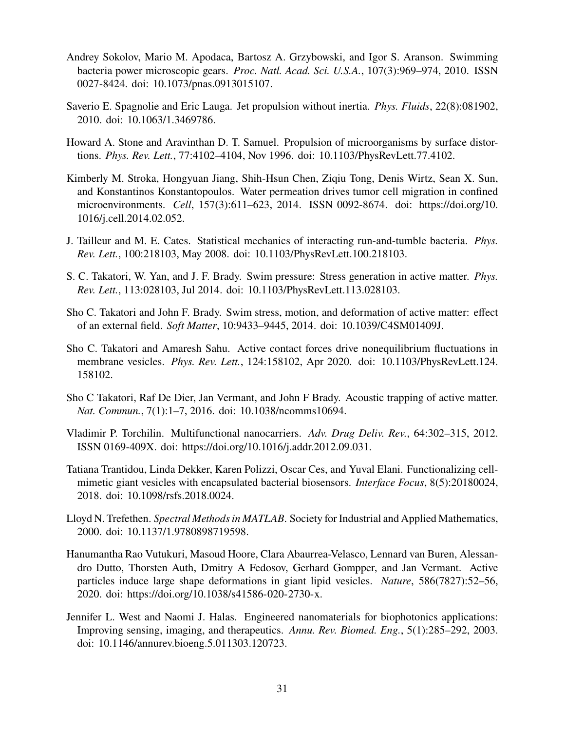Andrey Sokolov, Mario M. Apodaca, Bartosz A. Grzybowski, and Igor S. Aranson. Swimming bacteria power microscopic gears. *Proc. Natl. Acad. Sci. U.S.A.*, 107(3):969–974, 2010. ISSN 0027-8424. doi: 10.1073/pnas.0913015107.

Saverio E. Spagnolie and Eric Lauga. Jet propulsion without inertia. *Phys. Fluids*, 22(8):081902, 2010. doi: 10.1063/1.3469786.

Howard A. Stone and Aravinthan D. T. Samuel. Propulsion of microorganisms by surface distortions. *Phys. Rev. Lett.*, 77:4102–4104, Nov 1996. doi: 10.1103/PhysRevLett.77.4102.

Kimberly M. Stroka, Hongyuan Jiang, Shih-Hsun Chen, Ziqiu Tong, Denis Wirtz, Sean X. Sun, and Konstantinos Konstantopoulos. Water permeation drives tumor cell migration in confined microenvironments. *Cell*, 157(3):611–623, 2014. ISSN 0092-8674. doi: https://doi.org/10.1016/j.cell.2014.02.052.

J. Tailleur and M. E. Cates. Statistical mechanics of interacting run-and-tumble bacteria. *Phys. Rev. Lett.*, 100:218103, May 2008. doi: 10.1103/PhysRevLett.100.218103.

S. C. Takatori, W. Yan, and J. F. Brady. Swim pressure: Stress generation in active matter. *Phys. Rev. Lett.*, 113:028103, Jul 2014. doi: 10.1103/PhysRevLett.113.028103.

Sho C. Takatori and John F. Brady. Swim stress, motion, and deformation of active matter: effect of an external field. *Soft Matter*, 10:9433–9445, 2014. doi: 10.1039/C4SM01409J.

Sho C. Takatori and Amaresh Sahu. Active contact forces drive nonequilibrium fluctuations in membrane vesicles. *Phys. Rev. Lett.*, 124:158102, Apr 2020. doi: 10.1103/PhysRevLett.124.158102.

Sho C Takatori, Raf De Dier, Jan Vermant, and John F Brady. Acoustic trapping of active matter. *Nat. Commun.*, 7(1):1–7, 2016. doi: 10.1038/ncomms10694.

Vladimir P. Torchilin. Multifunctional nanocarriers. *Adv. Drug Deliv. Rev.*, 64:302–315, 2012. ISSN 0169-409X. doi: https://doi.org/10.1016/j.addr.2012.09.031.

Tatiana Trantidou, Linda Dekker, Karen Polizzi, Oscar Ces, and Yuval Elani. Functionalizing cell-mimetic giant vesicles with encapsulated bacterial biosensors. *Interface Focus*, 8(5):20180024, 2018. doi: 10.1098/rsfs.2018.0024.

Lloyd N. Trefethen. *Spectral Methods in MATLAB*. Society for Industrial and Applied Mathematics, 2000. doi: 10.1137/1.9780898719598.

Hanumantha Rao Vutukuri, Masoud Hoore, Clara Abaurrea-Velasco, Lennard van Buren, Alessandro Dutto, Thorsten Auth, Dmitry A Fedosov, Gerhard Gompper, and Jan Vermant. Active particles induce large shape deformations in giant lipid vesicles. *Nature*, 586(7827):52–56, 2020. doi: https://doi.org/10.1038/s41586-020-2730-x.

Jennifer L. West and Naomi J. Halas. Engineered nanomaterials for biophotonics applications: Improving sensing, imaging, and therapeutics. *Annu. Rev. Biomed. Eng.*, 5(1):285–292, 2003. doi: 10.1146/annurev.bioeng.5.011303.120723.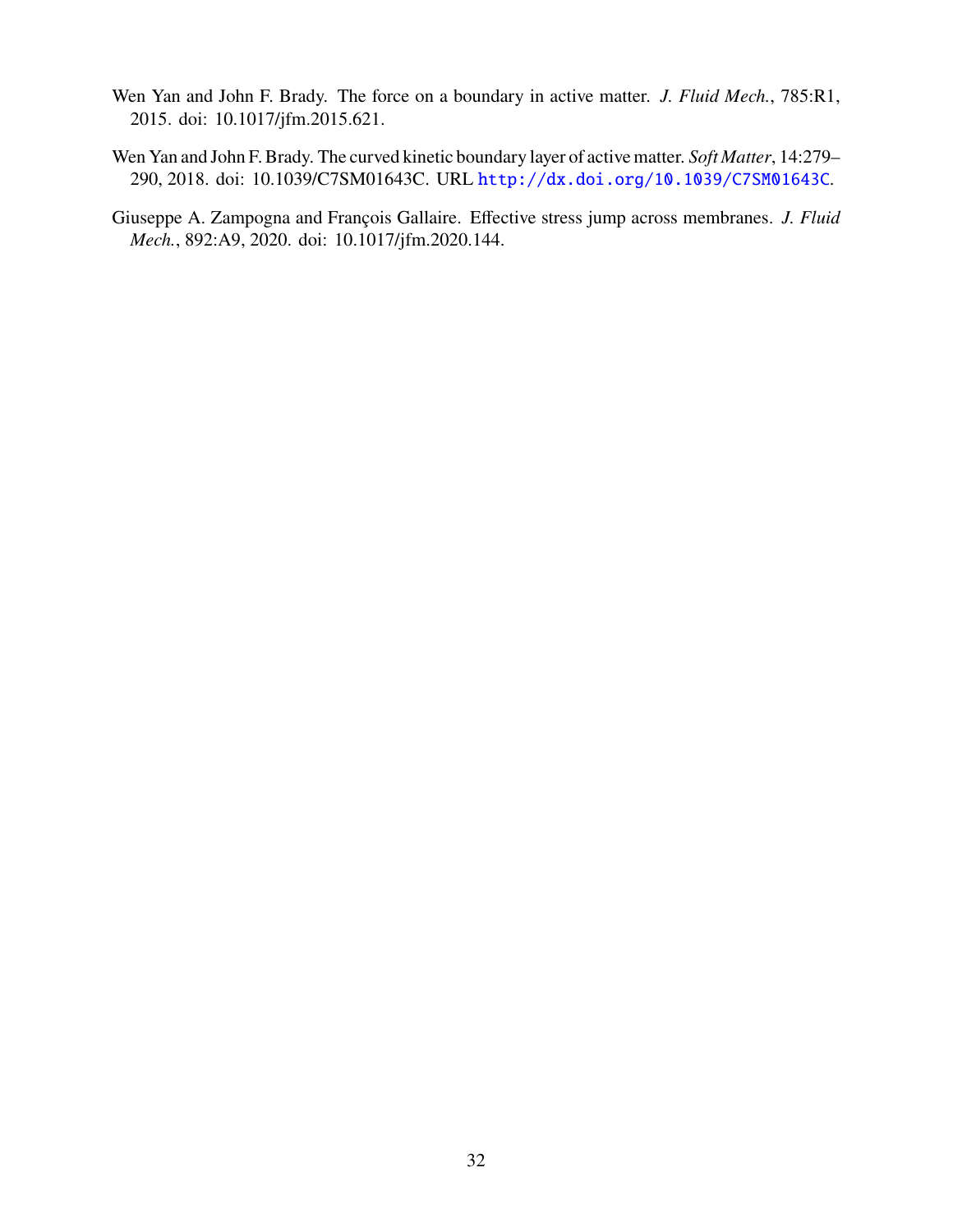Wen Yan and John F. Brady. The force on a boundary in active matter. *J. Fluid Mech.*, 785:R1, 2015. doi: 10.1017/jfm.2015.621.

Wen Yan and John F. Brady. The curved kinetic boundary layer of active matter. *Soft Matter*, 14:279–290, 2018. doi: 10.1039/C7SM01643C. URL http://dx.doi.org/10.1039/C7SM01643C.

Giuseppe A. Zampogna and François Gallaire. Effective stress jump across membranes. *J. Fluid Mech.*, 892:A9, 2020. doi: 10.1017/jfm.2020.144.